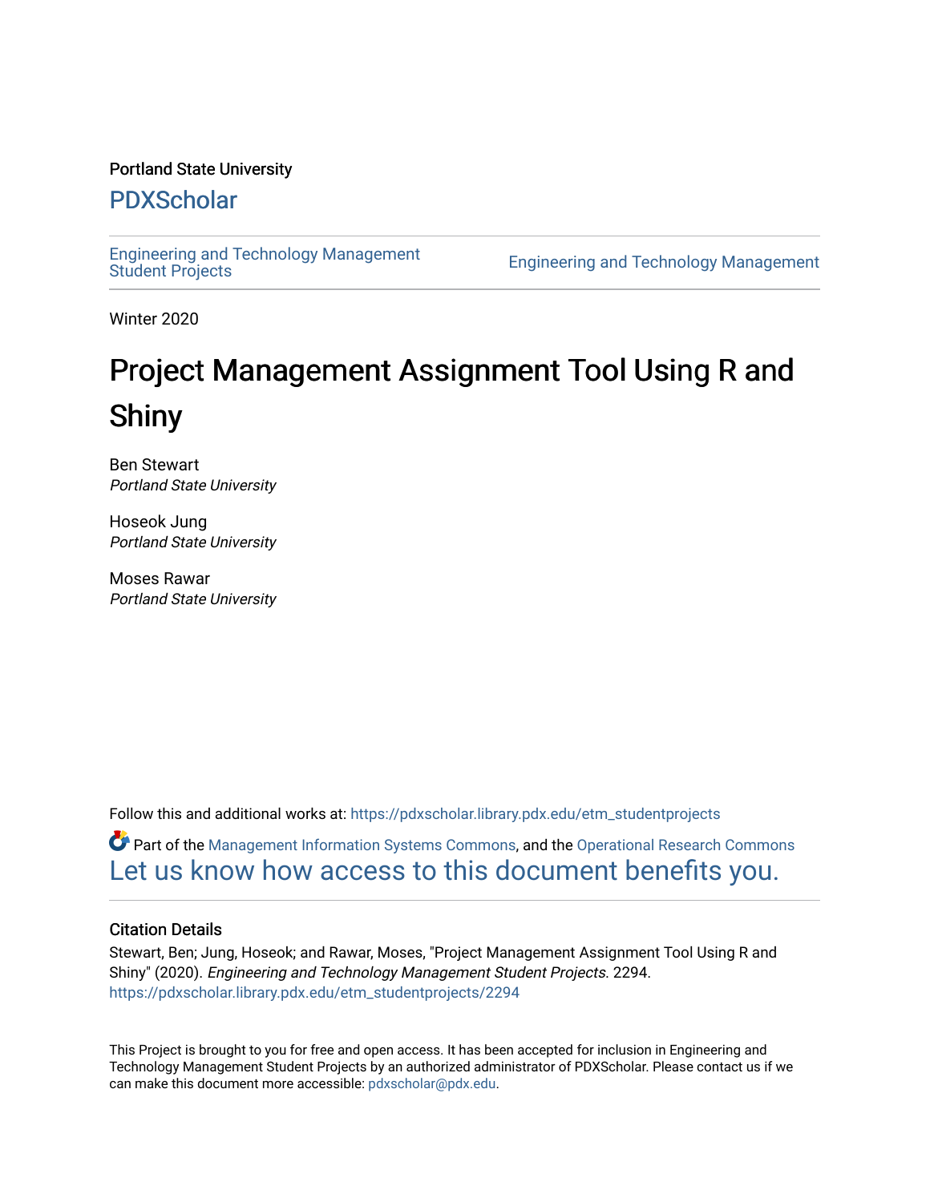Portland State University

## PDXScholar

Engineering and Technology Management Student Projects

Engineering and Technology Management

Winter 2020

# Project Management Assignment Tool Using R and Shiny

Ben Stewart
*Portland State University*

Hoseok Jung
*Portland State University*

Moses Rawar
*Portland State University*

Follow this and additional works at: https://pdxscholar.library.pdx.edu/etm_studentprojects

Part of the Management Information Systems Commons, and the Operational Research Commons

Let us know how access to this document benefits you.

### Citation Details

Stewart, Ben; Jung, Hoseok; and Rawar, Moses, "Project Management Assignment Tool Using R and Shiny" (2020). *Engineering and Technology Management Student Projects*. 2294.
https://pdxscholar.library.pdx.edu/etm_studentprojects/2294

This Project is brought to you for free and open access. It has been accepted for inclusion in Engineering and Technology Management Student Projects by an authorized administrator of PDXScholar. Please contact us if we can make this document more accessible: pdxscholar@pdx.edu.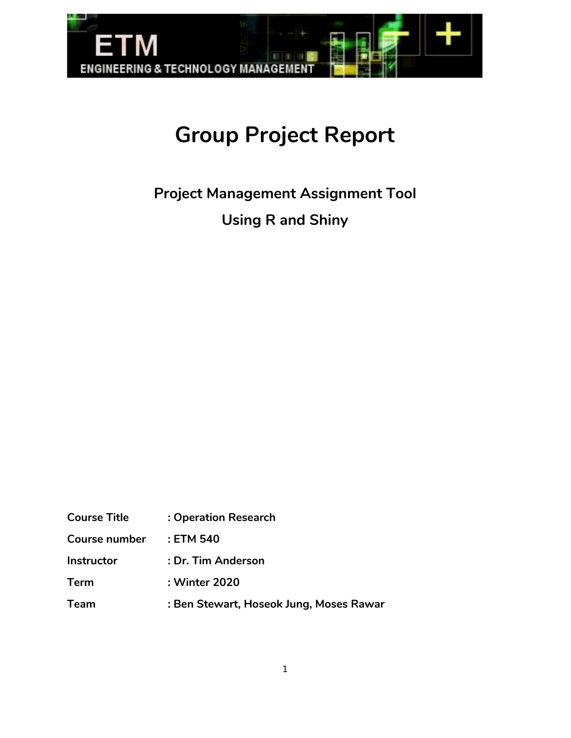# Group Project Report

## Project Management Assignment Tool
## Using R and Shiny

| | |
|---|---|
| **Course Title** | **: Operation Research** |
| **Course number** | **: ETM 540** |
| **Instructor** | **: Dr. Tim Anderson** |
| **Term** | **: Winter 2020** |
| **Team** | **: Ben Stewart, Hoseok Jung, Moses Rawar** |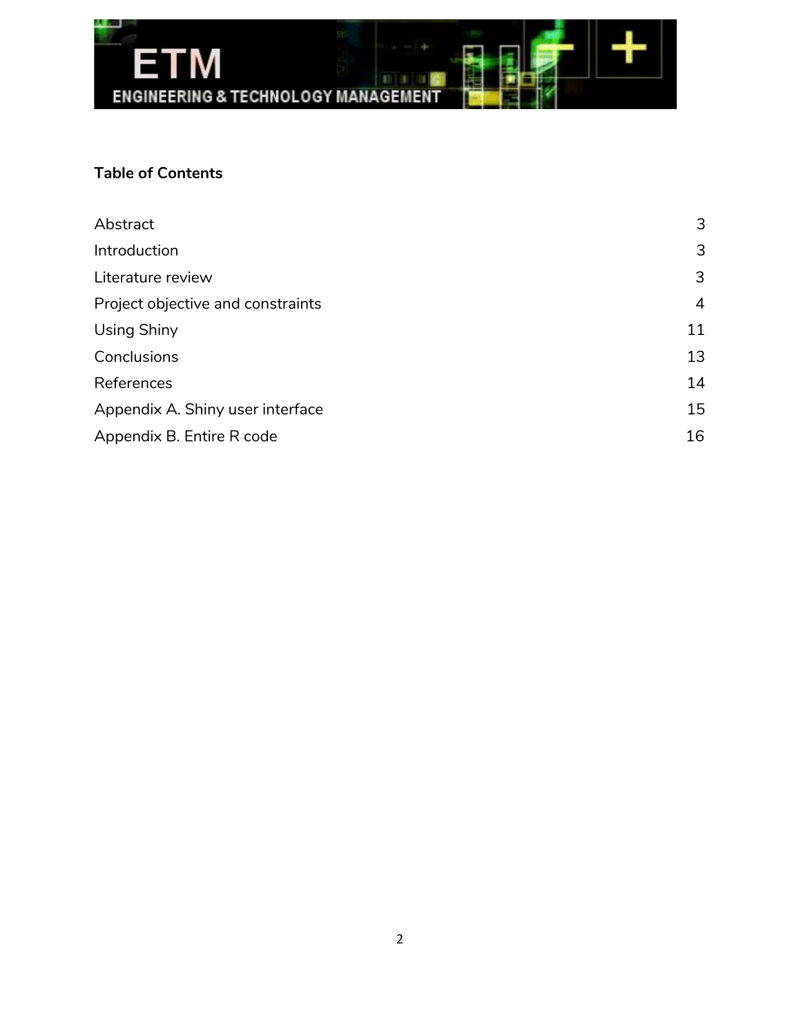**Table of Contents**

| | |
|---|---|
| Abstract | 3 |
| Introduction | 3 |
| Literature review | 3 |
| Project objective and constraints | 4 |
| Using Shiny | 11 |
| Conclusions | 13 |
| References | 14 |
| Appendix A. Shiny user interface | 15 |
| Appendix B. Entire R code | 16 |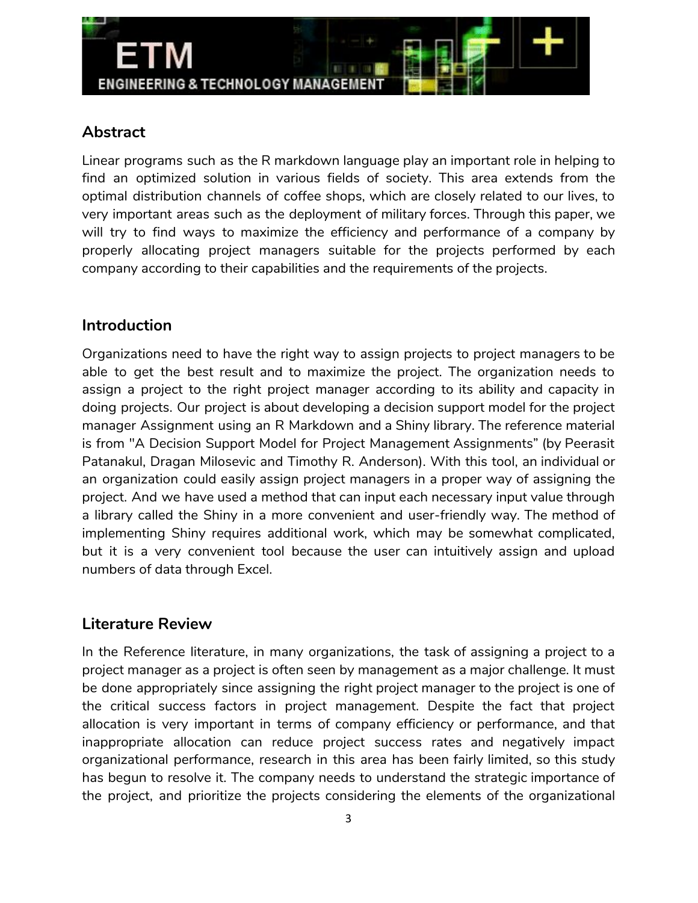## Abstract

Linear programs such as the R markdown language play an important role in helping to find an optimized solution in various fields of society. This area extends from the optimal distribution channels of coffee shops, which are closely related to our lives, to very important areas such as the deployment of military forces. Through this paper, we will try to find ways to maximize the efficiency and performance of a company by properly allocating project managers suitable for the projects performed by each company according to their capabilities and the requirements of the projects.

## Introduction

Organizations need to have the right way to assign projects to project managers to be able to get the best result and to maximize the project. The organization needs to assign a project to the right project manager according to its ability and capacity in doing projects. Our project is about developing a decision support model for the project manager Assignment using an R Markdown and a Shiny library. The reference material is from "A Decision Support Model for Project Management Assignments" (by Peerasit Patanakul, Dragan Milosevic and Timothy R. Anderson). With this tool, an individual or an organization could easily assign project managers in a proper way of assigning the project. And we have used a method that can input each necessary input value through a library called the Shiny in a more convenient and user-friendly way. The method of implementing Shiny requires additional work, which may be somewhat complicated, but it is a very convenient tool because the user can intuitively assign and upload numbers of data through Excel.

## Literature Review

In the Reference literature, in many organizations, the task of assigning a project to a project manager as a project is often seen by management as a major challenge. It must be done appropriately since assigning the right project manager to the project is one of the critical success factors in project management. Despite the fact that project allocation is very important in terms of company efficiency or performance, and that inappropriate allocation can reduce project success rates and negatively impact organizational performance, research in this area has been fairly limited, so this study has begun to resolve it. The company needs to understand the strategic importance of the project, and prioritize the projects considering the elements of the organizational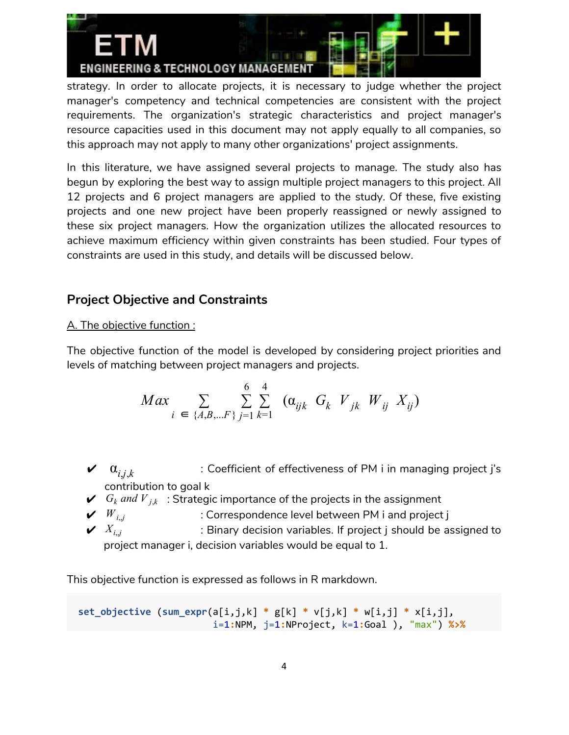strategy. In order to allocate projects, it is necessary to judge whether the project manager's competency and technical competencies are consistent with the project requirements. The organization's strategic characteristics and project manager's resource capacities used in this document may not apply equally to all companies, so this approach may not apply to many other organizations' project assignments.

In this literature, we have assigned several projects to manage. The study also has begun by exploring the best way to assign multiple project managers to this project. All 12 projects and 6 project managers are applied to the study. Of these, five existing projects and one new project have been properly reassigned or newly assigned to these six project managers. How the organization utilizes the allocated resources to achieve maximum efficiency within given constraints has been studied. Four types of constraints are used in this study, and details will be discussed below.

## Project Objective and Constraints

A. The objective function :

The objective function of the model is developed by considering project priorities and levels of matching between project managers and projects.

$$Max \sum_{i \in \{A,B,\ldots F\}} \sum_{j=1}^{6} \sum_{k=1}^{4} (\alpha_{ijk} \; G_k \; V_{jk} \; W_{ij} \; X_{ij})$$

- ✔ $\alpha_{i,j,k}$ : Coefficient of effectiveness of PM i in managing project j's contribution to goal k
- ✔ $G_k$ and $V_{j,k}$ : Strategic importance of the projects in the assignment
- ✔ $W_{i,j}$ : Correspondence level between PM i and project j
- ✔ $X_{i,j}$ : Binary decision variables. If project j should be assigned to project manager i, decision variables would be equal to 1.

This objective function is expressed as follows in R markdown.

```
set_objective (sum_expr(a[i,j,k] * g[k] * v[j,k] * w[i,j] * x[i,j],
                        i=1:NPM, j=1:NProject, k=1:Goal ), "max") %>%
```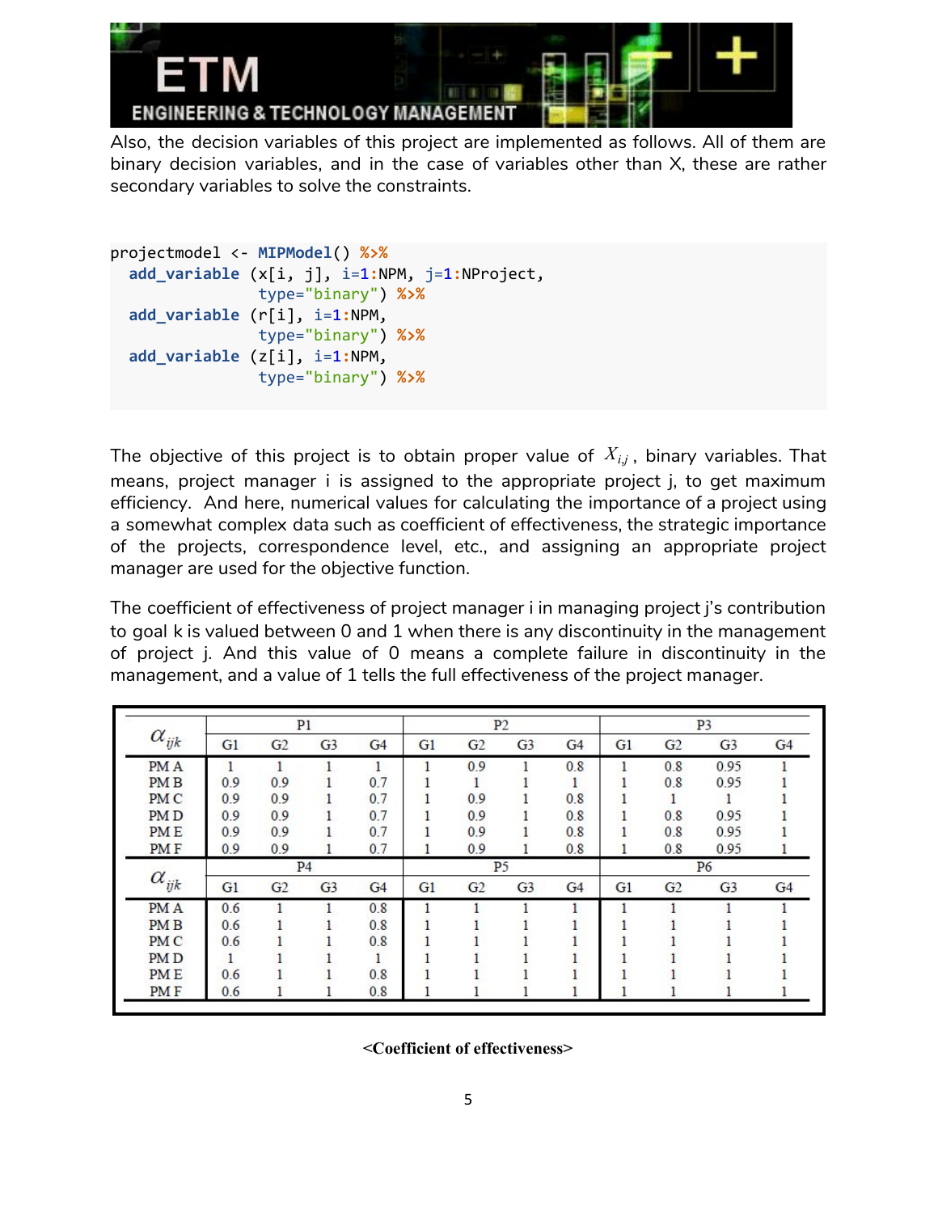Also, the decision variables of this project are implemented as follows. All of them are binary decision variables, and in the case of variables other than X, these are rather secondary variables to solve the constraints.

```
projectmodel <- MIPModel() %>%
  add_variable (x[i, j], i=1:NPM, j=1:NProject,
                type="binary") %>%
  add_variable (r[i], i=1:NPM,
                type="binary") %>%
  add_variable (z[i], i=1:NPM,
                type="binary") %>%
```

The objective of this project is to obtain proper value of $X_{i,j}$, binary variables. That means, project manager i is assigned to the appropriate project j, to get maximum efficiency. And here, numerical values for calculating the importance of a project using a somewhat complex data such as coefficient of effectiveness, the strategic importance of the projects, correspondence level, etc., and assigning an appropriate project manager are used for the objective function.

The coefficient of effectiveness of project manager i in managing project j's contribution to goal k is valued between 0 and 1 when there is any discontinuity in the management of project j. And this value of 0 means a complete failure in discontinuity in the management, and a value of 1 tells the full effectiveness of the project manager.

| $\alpha_{ijk}$ | P1 | | | | P2 | | | | P3 | | | |
|---|---|---|---|---|---|---|---|---|---|---|---|---|
| | G1 | G2 | G3 | G4 | G1 | G2 | G3 | G4 | G1 | G2 | G3 | G4 |
| PM A | 1 | 1 | 1 | 1 | 1 | 0.9 | 1 | 0.8 | 1 | 0.8 | 0.95 | 1 |
| PM B | 0.9 | 0.9 | 1 | 0.7 | 1 | 1 | 1 | 1 | 1 | 0.8 | 0.95 | 1 |
| PM C | 0.9 | 0.9 | 1 | 0.7 | 1 | 0.9 | 1 | 0.8 | 1 | 1 | 1 | 1 |
| PM D | 0.9 | 0.9 | 1 | 0.7 | 1 | 0.9 | 1 | 0.8 | 1 | 0.8 | 0.95 | 1 |
| PM E | 0.9 | 0.9 | 1 | 0.7 | 1 | 0.9 | 1 | 0.8 | 1 | 0.8 | 0.95 | 1 |
| PM F | 0.9 | 0.9 | 1 | 0.7 | 1 | 0.9 | 1 | 0.8 | 1 | 0.8 | 0.95 | 1 |
| $\alpha_{ijk}$ | P4 | | | | P5 | | | | P6 | | | |
| | G1 | G2 | G3 | G4 | G1 | G2 | G3 | G4 | G1 | G2 | G3 | G4 |
| PM A | 0.6 | 1 | 1 | 0.8 | 1 | 1 | 1 | 1 | 1 | 1 | 1 | 1 |
| PM B | 0.6 | 1 | 1 | 0.8 | 1 | 1 | 1 | 1 | 1 | 1 | 1 | 1 |
| PM C | 0.6 | 1 | 1 | 0.8 | 1 | 1 | 1 | 1 | 1 | 1 | 1 | 1 |
| PM D | 1 | 1 | 1 | 1 | 1 | 1 | 1 | 1 | 1 | 1 | 1 | 1 |
| PM E | 0.6 | 1 | 1 | 0.8 | 1 | 1 | 1 | 1 | 1 | 1 | 1 | 1 |
| PM F | 0.6 | 1 | 1 | 0.8 | 1 | 1 | 1 | 1 | 1 | 1 | 1 | 1 |

**<Coefficient of effectiveness>**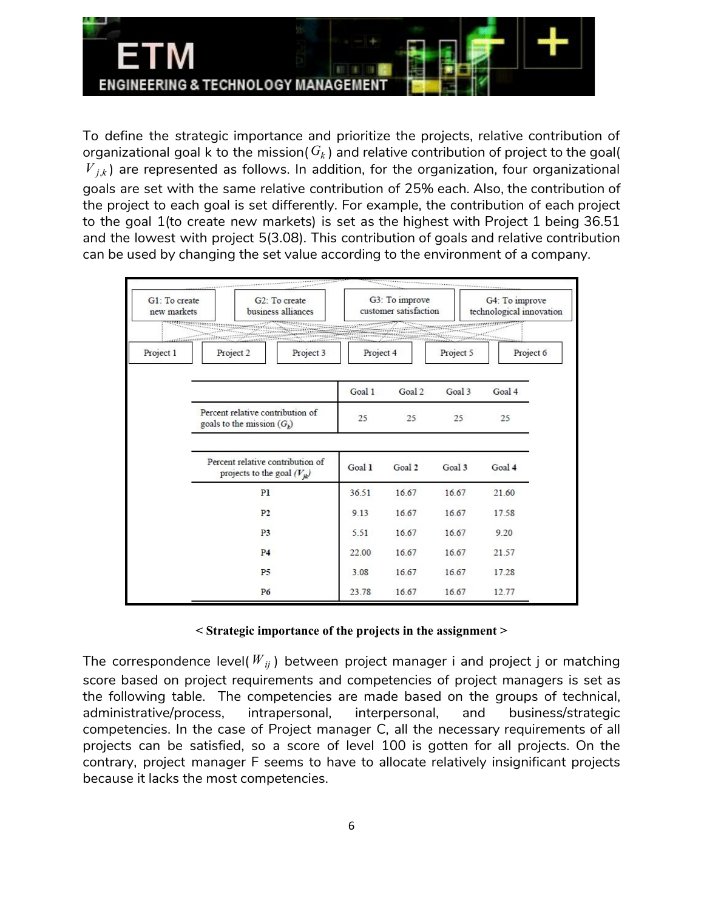To define the strategic importance and prioritize the projects, relative contribution of organizational goal k to the mission($G_k$) and relative contribution of project to the goal($V_{j,k}$) are represented as follows. In addition, for the organization, four organizational goals are set with the same relative contribution of 25% each. Also, the contribution of the project to each goal is set differently. For example, the contribution of each project to the goal 1(to create new markets) is set as the highest with Project 1 being 36.51 and the lowest with project 5(3.08). This contribution of goals and relative contribution can be used by changing the set value according to the environment of a company.

G1: To create new markets | G2: To create business alliances | G3: To improve customer satisfaction | G4: To improve technological innovation

Project 1 | Project 2 | Project 3 | Project 4 | Project 5 | Project 6

| | Goal 1 | Goal 2 | Goal 3 | Goal 4 |
|---|---|---|---|---|
| Percent relative contribution of goals to the mission ($G_k$) | 25 | 25 | 25 | 25 |

| Percent relative contribution of projects to the goal ($V_{jk}$) | Goal 1 | Goal 2 | Goal 3 | Goal 4 |
|---|---|---|---|---|
| P1 | 36.51 | 16.67 | 16.67 | 21.60 |
| P2 | 9.13 | 16.67 | 16.67 | 17.58 |
| P3 | 5.51 | 16.67 | 16.67 | 9.20 |
| P4 | 22.00 | 16.67 | 16.67 | 21.57 |
| P5 | 3.08 | 16.67 | 16.67 | 17.28 |
| P6 | 23.78 | 16.67 | 16.67 | 12.77 |

**< Strategic importance of the projects in the assignment >**

The correspondence level($W_{ij}$) between project manager i and project j or matching score based on project requirements and competencies of project managers is set as the following table. The competencies are made based on the groups of technical, administrative/process, intrapersonal, interpersonal, and business/strategic competencies. In the case of Project manager C, all the necessary requirements of all projects can be satisfied, so a score of level 100 is gotten for all projects. On the contrary, project manager F seems to have to allocate relatively insignificant projects because it lacks the most competencies.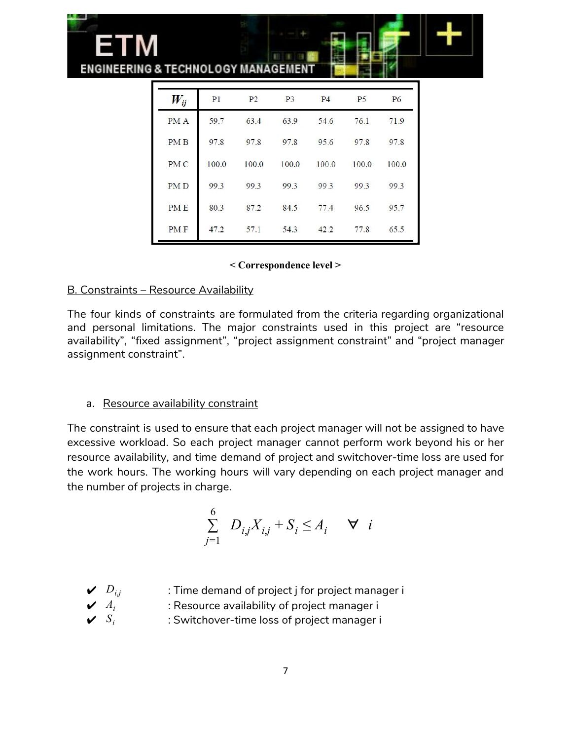| $W_{ij}$ | P1 | P2 | P3 | P4 | P5 | P6 |
|---|---|---|---|---|---|---|
| PM A | 59.7 | 63.4 | 63.9 | 54.6 | 76.1 | 71.9 |
| PM B | 97.8 | 97.8 | 97.8 | 95.6 | 97.8 | 97.8 |
| PM C | 100.0 | 100.0 | 100.0 | 100.0 | 100.0 | 100.0 |
| PM D | 99.3 | 99.3 | 99.3 | 99.3 | 99.3 | 99.3 |
| PM E | 80.3 | 87.2 | 84.5 | 77.4 | 96.5 | 95.7 |
| PM F | 47.2 | 57.1 | 54.3 | 42.2 | 77.8 | 65.5 |

**< Correspondence level >**

B. Constraints – Resource Availability

The four kinds of constraints are formulated from the criteria regarding organizational and personal limitations. The major constraints used in this project are “resource availability”, “fixed assignment”, “project assignment constraint” and “project manager assignment constraint”.

a. Resource availability constraint

The constraint is used to ensure that each project manager will not be assigned to have excessive workload. So each project manager cannot perform work beyond his or her resource availability, and time demand of project and switchover-time loss are used for the work hours. The working hours will vary depending on each project manager and the number of projects in charge.

$$\sum_{j=1}^{6} D_{i,j}X_{i,j} + S_i \leq A_i \quad \forall \; i$$

- ✔ $D_{i,j}$ : Time demand of project j for project manager i
- ✔ $A_i$ : Resource availability of project manager i
- ✔ $S_i$ : Switchover-time loss of project manager i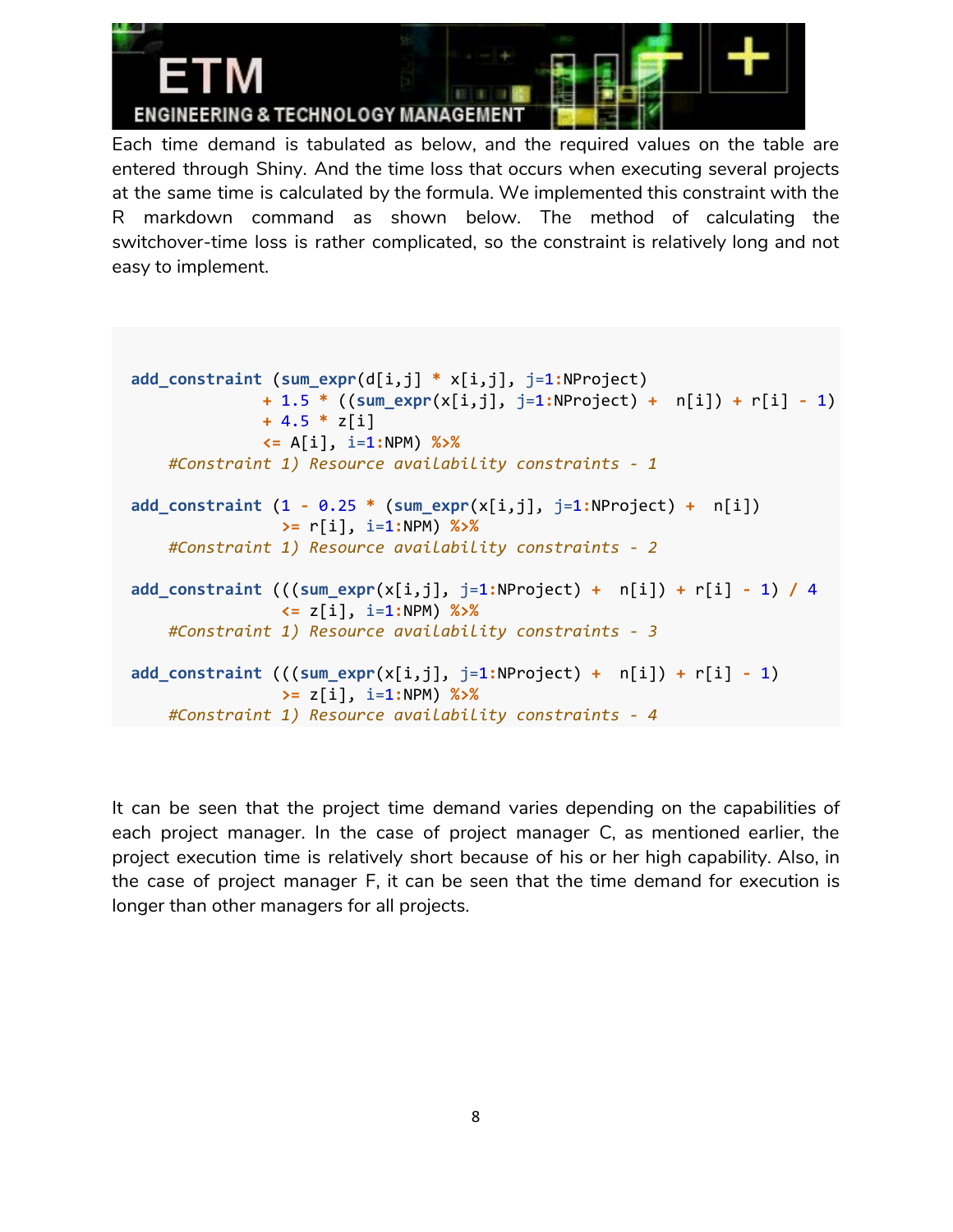Each time demand is tabulated as below, and the required values on the table are entered through Shiny. And the time loss that occurs when executing several projects at the same time is calculated by the formula. We implemented this constraint with the R markdown command as shown below. The method of calculating the switchover-time loss is rather complicated, so the constraint is relatively long and not easy to implement.

```
add_constraint (sum_expr(d[i,j] * x[i,j], j=1:NProject)
              + 1.5 * ((sum_expr(x[i,j], j=1:NProject) +  n[i]) + r[i] - 1)
              + 4.5 * z[i]
              <= A[i], i=1:NPM) %>%
    #Constraint 1) Resource availability constraints - 1

add_constraint (1 - 0.25 * (sum_expr(x[i,j], j=1:NProject) +  n[i])
               >= r[i], i=1:NPM) %>%
    #Constraint 1) Resource availability constraints - 2

add_constraint (((sum_expr(x[i,j], j=1:NProject) +  n[i]) + r[i] - 1) / 4
               <= z[i], i=1:NPM) %>%
    #Constraint 1) Resource availability constraints - 3

add_constraint (((sum_expr(x[i,j], j=1:NProject) +  n[i]) + r[i] - 1)
               >= z[i], i=1:NPM) %>%
    #Constraint 1) Resource availability constraints - 4
```

It can be seen that the project time demand varies depending on the capabilities of each project manager. In the case of project manager C, as mentioned earlier, the project execution time is relatively short because of his or her high capability. Also, in the case of project manager F, it can be seen that the time demand for execution is longer than other managers for all projects.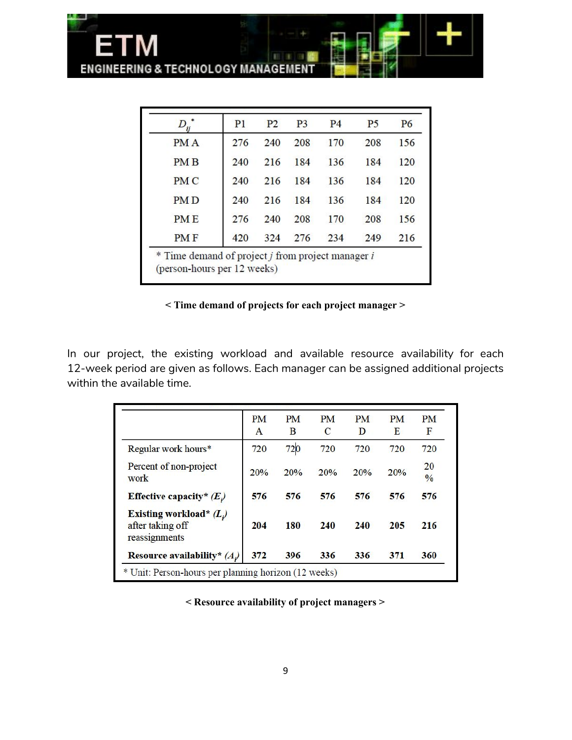| $D_{ij}^*$ | P1 | P2 | P3 | P4 | P5 | P6 |
|---|---|---|---|---|---|---|
| PM A | 276 | 240 | 208 | 170 | 208 | 156 |
| PM B | 240 | 216 | 184 | 136 | 184 | 120 |
| PM C | 240 | 216 | 184 | 136 | 184 | 120 |
| PM D | 240 | 216 | 184 | 136 | 184 | 120 |
| PM E | 276 | 240 | 208 | 170 | 208 | 156 |
| PM F | 420 | 324 | 276 | 234 | 249 | 216 |

* Time demand of project $j$ from project manager $i$ (person-hours per 12 weeks)

**< Time demand of projects for each project manager >**

In our project, the existing workload and available resource availability for each 12-week period are given as follows. Each manager can be assigned additional projects within the available time.

| | PM A | PM B | PM C | PM D | PM E | PM F |
|---|---|---|---|---|---|---|
| Regular work hours* | 720 | 720 | 720 | 720 | 720 | 720 |
| Percent of non-project work | 20% | 20% | 20% | 20% | 20% | 20 % |
| **Effective capacity* ($E_i$)** | **576** | **576** | **576** | **576** | **576** | **576** |
| **Existing workload* ($L_i$)** after taking off reassignments | **204** | **180** | **240** | **240** | **205** | **216** |
| **Resource availability* ($A_i$)** | **372** | **396** | **336** | **336** | **371** | **360** |

* Unit: Person-hours per planning horizon (12 weeks)

**< Resource availability of project managers >**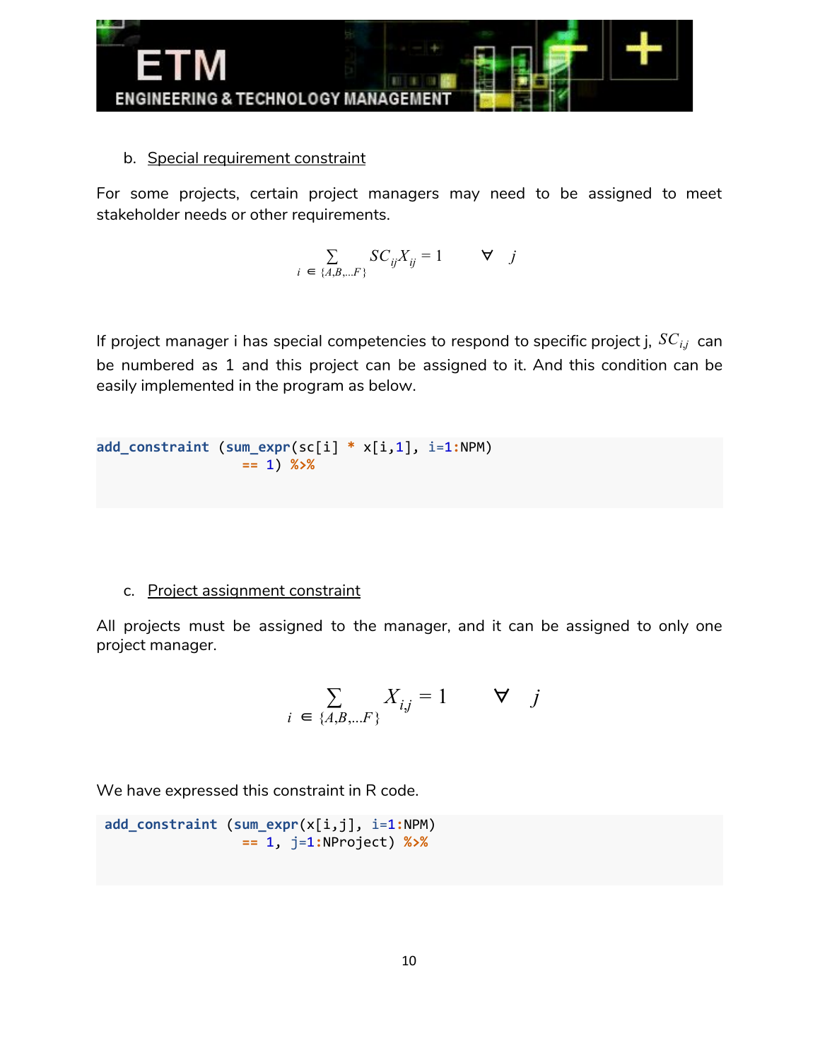b. Special requirement constraint

For some projects, certain project managers may need to be assigned to meet stakeholder needs or other requirements.

$$\sum_{i \in \{A,B,\ldots F\}} SC_{ij}X_{ij} = 1 \qquad \forall \quad j$$

If project manager i has special competencies to respond to specific project j, $SC_{i,j}$ can be numbered as 1 and this project can be assigned to it. And this condition can be easily implemented in the program as below.

```
add_constraint (sum_expr(sc[i] * x[i,1], i=1:NPM)
                == 1) %>%
```

c. Project assignment constraint

All projects must be assigned to the manager, and it can be assigned to only one project manager.

$$\sum_{i \in \{A,B,\ldots F\}} X_{i,j} = 1 \qquad \forall \quad j$$

We have expressed this constraint in R code.

```
add_constraint (sum_expr(x[i,j], i=1:NPM)
                == 1, j=1:NProject) %>%
```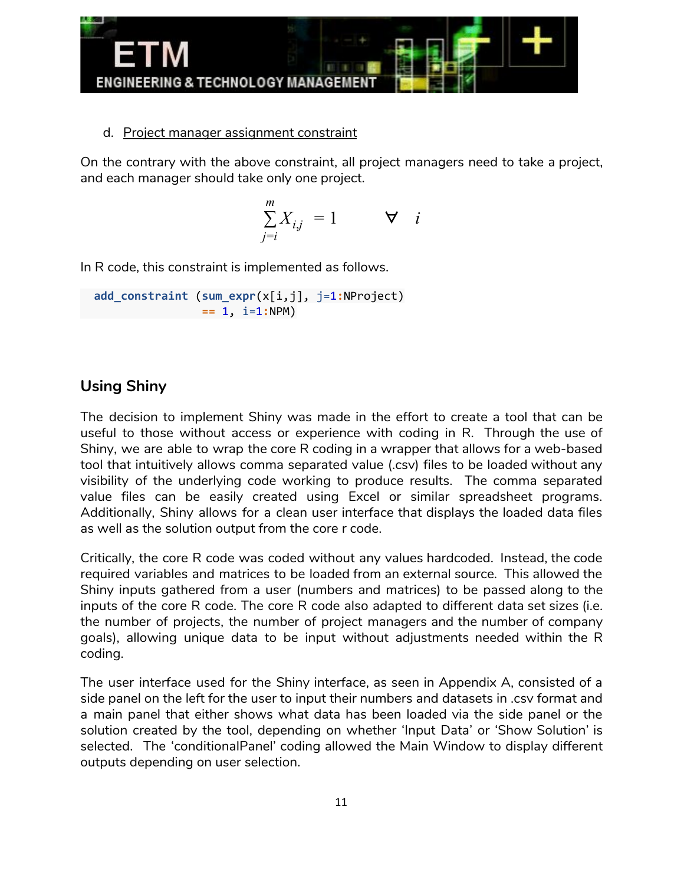d. Project manager assignment constraint

On the contrary with the above constraint, all project managers need to take a project, and each manager should take only one project.

$$\sum_{j=i}^{m} X_{i,j} = 1 \qquad \forall \quad i$$

In R code, this constraint is implemented as follows.

```
add_constraint (sum_expr(x[i,j], j=1:NProject)
                == 1, i=1:NPM)
```

## Using Shiny

The decision to implement Shiny was made in the effort to create a tool that can be useful to those without access or experience with coding in R. Through the use of Shiny, we are able to wrap the core R coding in a wrapper that allows for a web-based tool that intuitively allows comma separated value (.csv) files to be loaded without any visibility of the underlying code working to produce results. The comma separated value files can be easily created using Excel or similar spreadsheet programs. Additionally, Shiny allows for a clean user interface that displays the loaded data files as well as the solution output from the core r code.

Critically, the core R code was coded without any values hardcoded. Instead, the code required variables and matrices to be loaded from an external source. This allowed the Shiny inputs gathered from a user (numbers and matrices) to be passed along to the inputs of the core R code. The core R code also adapted to different data set sizes (i.e. the number of projects, the number of project managers and the number of company goals), allowing unique data to be input without adjustments needed within the R coding.

The user interface used for the Shiny interface, as seen in Appendix A, consisted of a side panel on the left for the user to input their numbers and datasets in .csv format and a main panel that either shows what data has been loaded via the side panel or the solution created by the tool, depending on whether 'Input Data' or 'Show Solution' is selected. The 'conditionalPanel' coding allowed the Main Window to display different outputs depending on user selection.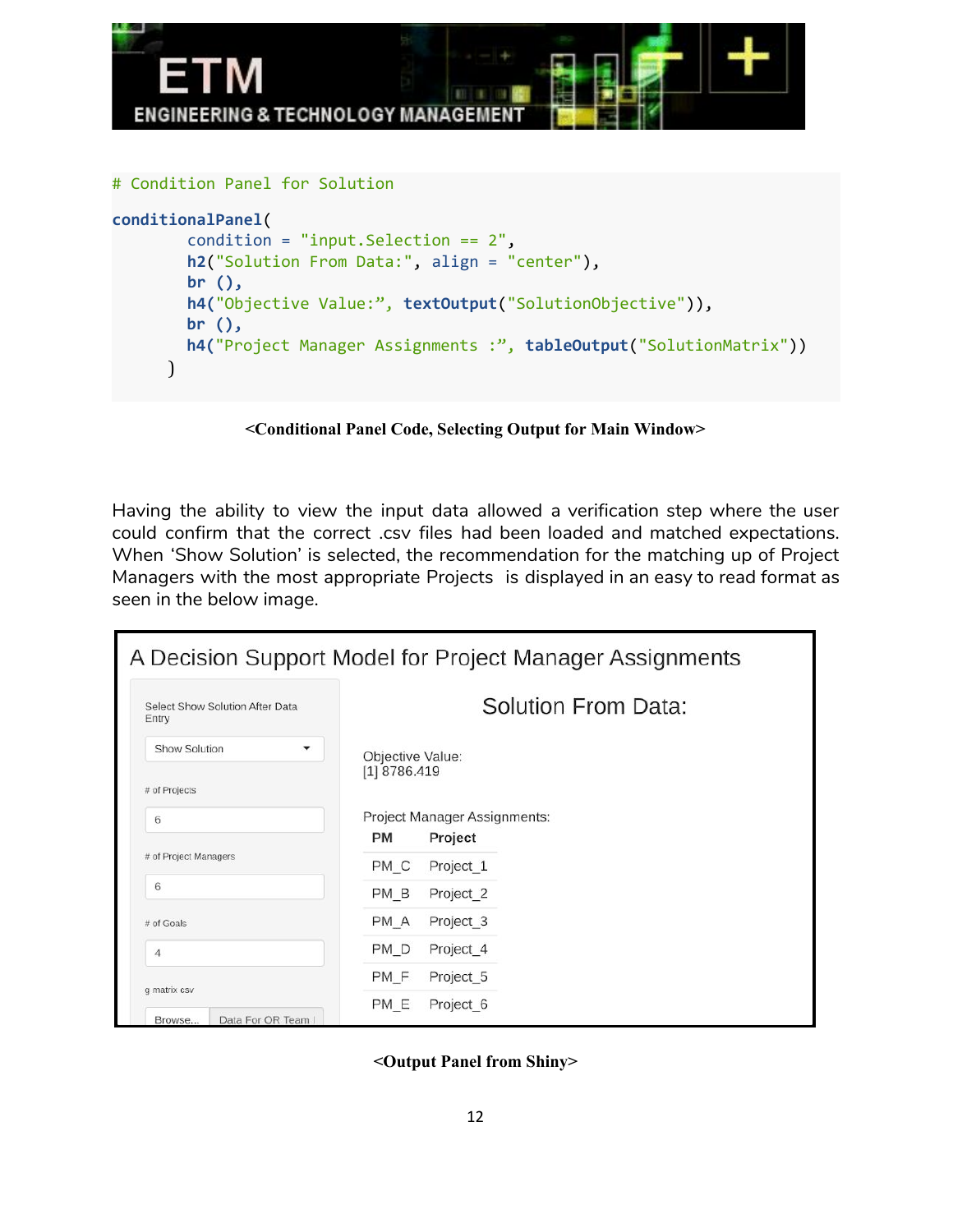```
# Condition Panel for Solution

conditionalPanel(
        condition = "input.Selection == 2",
        h2("Solution From Data:", align = "center"),
        br (),
        h4("Objective Value:", textOutput("SolutionObjective")),
        br (),
        h4("Project Manager Assignments :", tableOutput("SolutionMatrix"))
      )
```

**<Conditional Panel Code, Selecting Output for Main Window>**

Having the ability to view the input data allowed a verification step where the user could confirm that the correct .csv files had been loaded and matched expectations. When 'Show Solution' is selected, the recommendation for the matching up of Project Managers with the most appropriate Projects is displayed in an easy to read format as seen in the below image.

A Decision Support Model for Project Manager Assignments

Select Show Solution After Data Entry: Show Solution

\# of Projects: 6

\# of Project Managers: 6

\# of Goals: 4

g matrix csv: Browse... Data For OR Team

Solution From Data:

Objective Value:
[1] 8786.419

Project Manager Assignments:

| PM | Project |
|---|---|
| PM_C | Project_1 |
| PM_B | Project_2 |
| PM_A | Project_3 |
| PM_D | Project_4 |
| PM_F | Project_5 |
| PM_E | Project_6 |

**<Output Panel from Shiny>**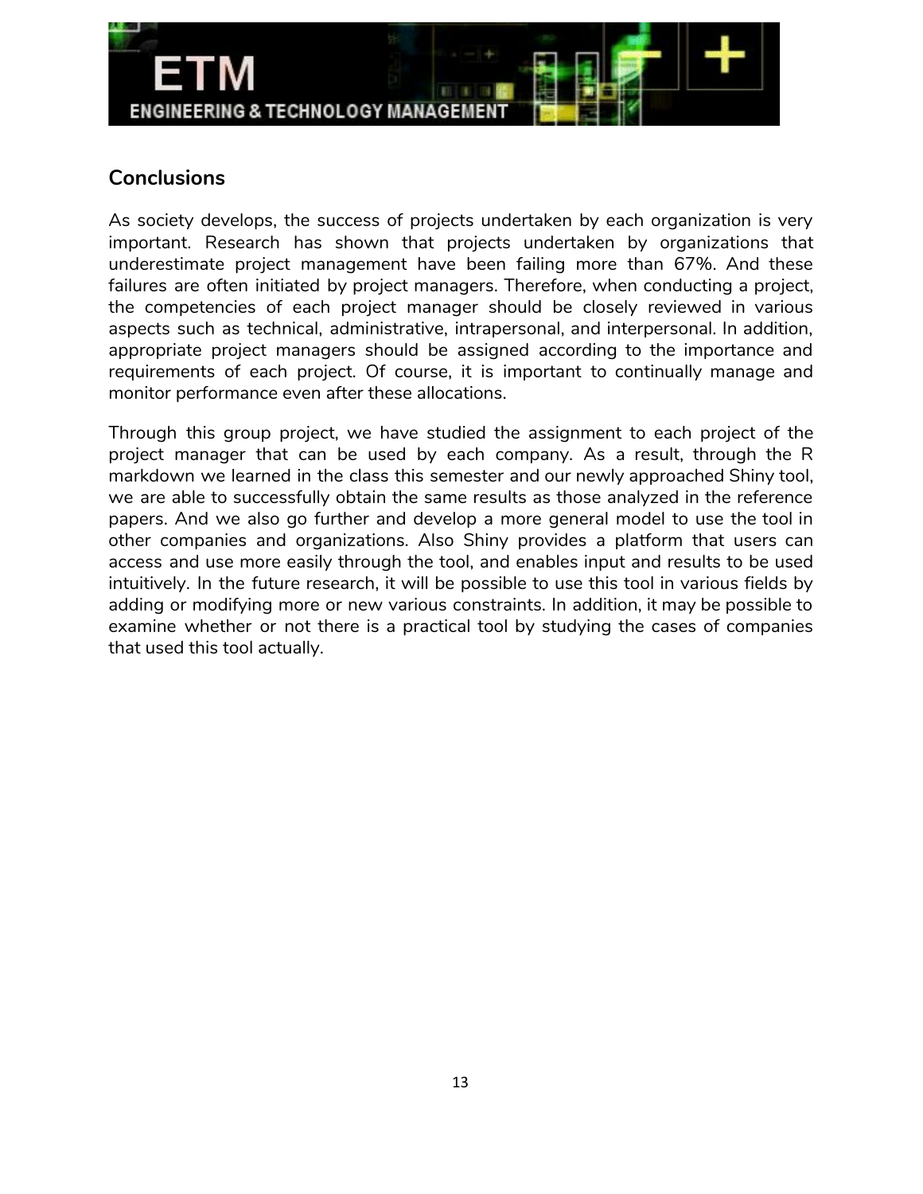## Conclusions

As society develops, the success of projects undertaken by each organization is very important. Research has shown that projects undertaken by organizations that underestimate project management have been failing more than 67%. And these failures are often initiated by project managers. Therefore, when conducting a project, the competencies of each project manager should be closely reviewed in various aspects such as technical, administrative, intrapersonal, and interpersonal. In addition, appropriate project managers should be assigned according to the importance and requirements of each project. Of course, it is important to continually manage and monitor performance even after these allocations.

Through this group project, we have studied the assignment to each project of the project manager that can be used by each company. As a result, through the R markdown we learned in the class this semester and our newly approached Shiny tool, we are able to successfully obtain the same results as those analyzed in the reference papers. And we also go further and develop a more general model to use the tool in other companies and organizations. Also Shiny provides a platform that users can access and use more easily through the tool, and enables input and results to be used intuitively. In the future research, it will be possible to use this tool in various fields by adding or modifying more or new various constraints. In addition, it may be possible to examine whether or not there is a practical tool by studying the cases of companies that used this tool actually.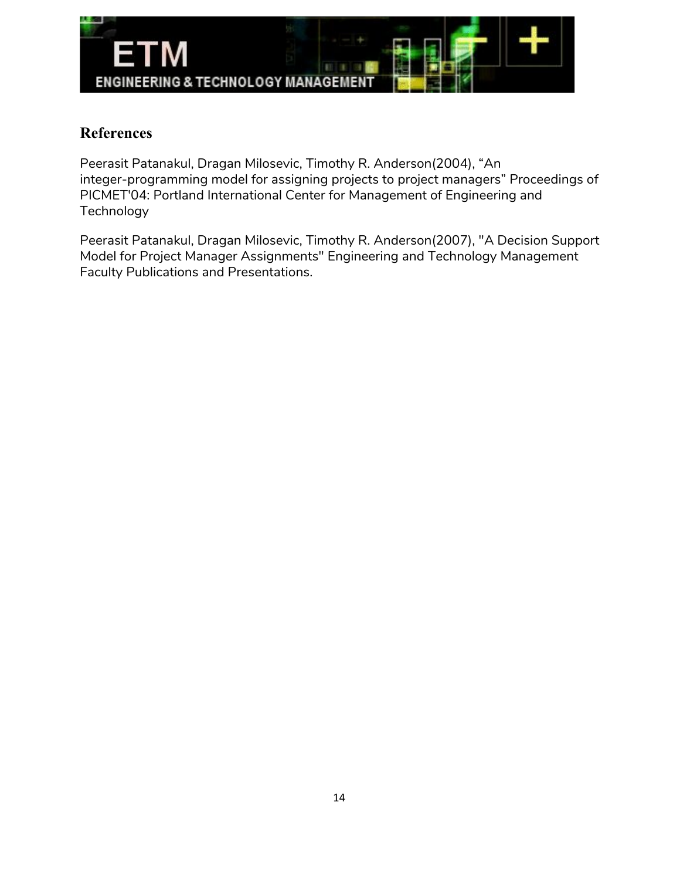## References

Peerasit Patanakul, Dragan Milosevic, Timothy R. Anderson(2004), “An integer-programming model for assigning projects to project managers” Proceedings of PICMET'04: Portland International Center for Management of Engineering and Technology

Peerasit Patanakul, Dragan Milosevic, Timothy R. Anderson(2007), "A Decision Support Model for Project Manager Assignments" Engineering and Technology Management Faculty Publications and Presentations.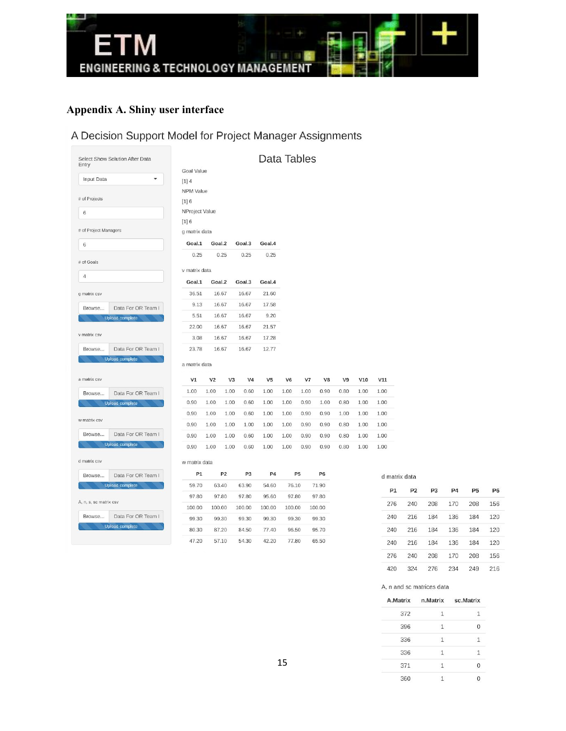## Appendix A. Shiny user interface

A Decision Support Model for Project Manager Assignments

Select Show Solution After Data Entry

Input Data

# of Projects

6

# of Project Managers

6

# of Goals

4

g matrix csv

Browse... Data For OR Team I

Upload complete

v matrix csv

Browse... Data For OR Team I

Upload complete

a matrix csv

Browse... Data For OR Team I

Upload complete

w matrix csv

Browse... Data For OR Team I

Upload complete

d matrix csv

Browse... Data For OR Team I

Upload complete

A, n, s, sc matrix csv

Browse... Data For OR Team I

Upload complete

### Data Tables

Goal Value

[1] 4

NPM Value

[1] 6

NProject Value

[1] 6

g matrix data

| Goal.1 | Goal.2 | Goal.3 | Goal.4 |
|---|---|---|---|
| 0.25 | 0.25 | 0.25 | 0.25 |

v matrix data

| Goal.1 | Goal.2 | Goal.3 | Goal.4 |
|---|---|---|---|
| 36.51 | 16.67 | 16.67 | 21.60 |
| 9.13 | 16.67 | 16.67 | 17.58 |
| 5.51 | 16.67 | 16.67 | 9.20 |
| 22.00 | 16.67 | 16.67 | 21.57 |
| 3.08 | 16.67 | 16.67 | 17.28 |
| 23.78 | 16.67 | 16.67 | 12.77 |

a matrix data

| V1 | V2 | V3 | V4 | V5 | V6 | V7 | V8 | V9 | V10 | V11 |
|---|---|---|---|---|---|---|---|---|---|---|
| 1.00 | 1.00 | 1.00 | 0.60 | 1.00 | 1.00 | 1.00 | 0.90 | 0.80 | 1.00 | 1.00 |
| 0.90 | 1.00 | 1.00 | 0.60 | 1.00 | 1.00 | 0.90 | 1.00 | 0.80 | 1.00 | 1.00 |
| 0.90 | 1.00 | 1.00 | 0.60 | 1.00 | 1.00 | 0.90 | 0.90 | 1.00 | 1.00 | 1.00 |
| 0.90 | 1.00 | 1.00 | 1.00 | 1.00 | 1.00 | 0.90 | 0.90 | 0.80 | 1.00 | 1.00 |
| 0.90 | 1.00 | 1.00 | 0.60 | 1.00 | 1.00 | 0.90 | 0.90 | 0.80 | 1.00 | 1.00 |
| 0.90 | 1.00 | 1.00 | 0.60 | 1.00 | 1.00 | 0.90 | 0.90 | 0.80 | 1.00 | 1.00 |

w matrix data

| P1 | P2 | P3 | P4 | P5 | P6 |
|---|---|---|---|---|---|
| 59.70 | 63.40 | 63.90 | 54.60 | 76.10 | 71.90 |
| 97.80 | 97.80 | 97.80 | 95.60 | 97.80 | 97.80 |
| 100.00 | 100.00 | 100.00 | 100.00 | 100.00 | 100.00 |
| 99.30 | 99.30 | 99.30 | 99.30 | 99.30 | 99.30 |
| 80.30 | 87.20 | 84.50 | 77.40 | 96.50 | 95.70 |
| 47.20 | 57.10 | 54.30 | 42.20 | 77.80 | 65.50 |

d matrix data

| P1 | P2 | P3 | P4 | P5 | P6 |
|---|---|---|---|---|---|
| 276 | 240 | 208 | 170 | 208 | 156 |
| 240 | 216 | 184 | 136 | 184 | 120 |
| 240 | 216 | 184 | 136 | 184 | 120 |
| 240 | 216 | 184 | 136 | 184 | 120 |
| 276 | 240 | 208 | 170 | 208 | 156 |
| 420 | 324 | 276 | 234 | 249 | 216 |

A, n and sc matrices data

| A.Matrix | n.Matrix | sc.Matrix |
|---|---|---|
| 372 | 1 | 1 |
| 396 | 1 | 0 |
| 336 | 1 | 1 |
| 336 | 1 | 1 |
| 371 | 1 | 0 |
| 360 | 1 | 0 |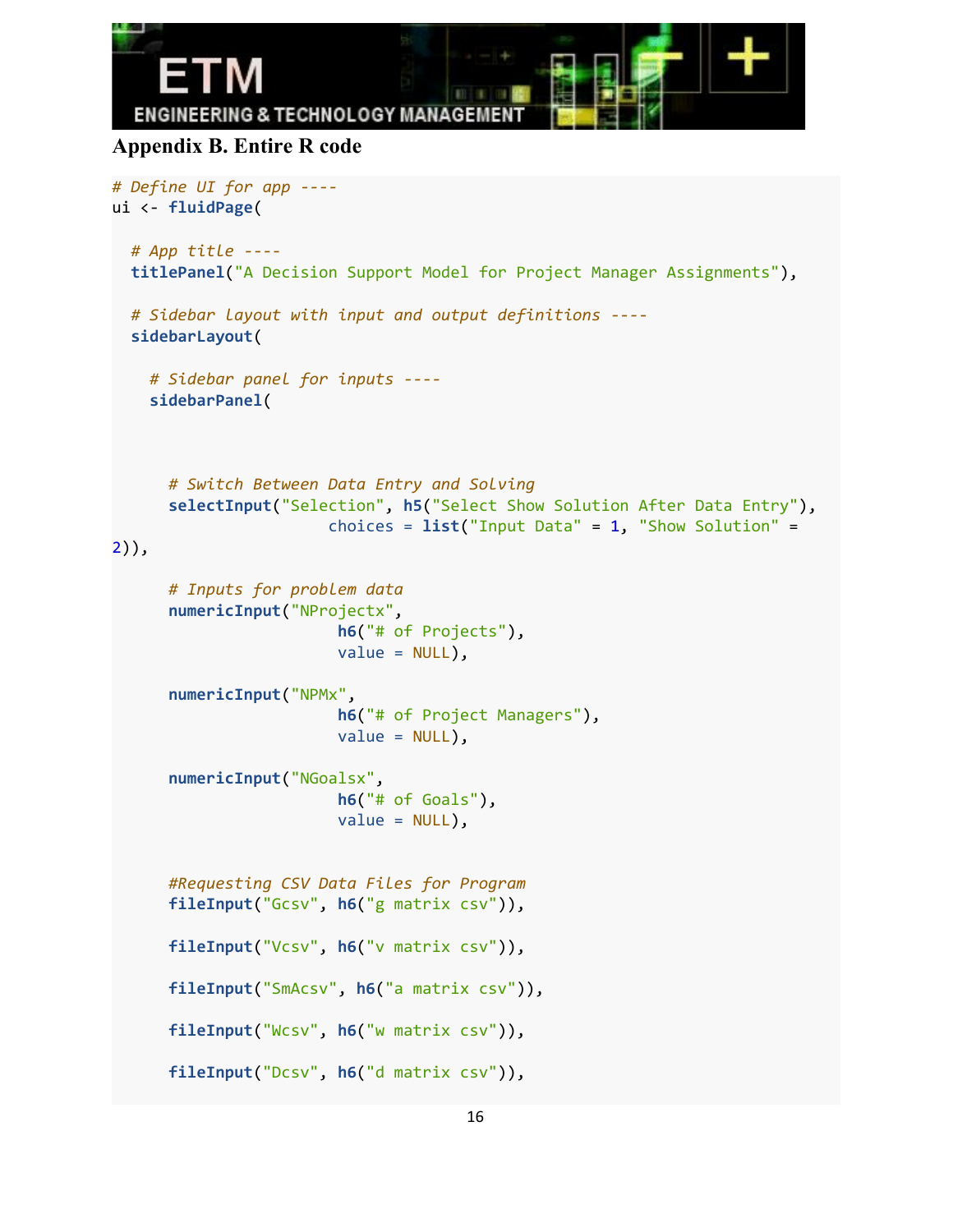## Appendix B. Entire R code

```
# Define UI for app ----
ui <- fluidPage(

  # App title ----
  titlePanel("A Decision Support Model for Project Manager Assignments"),

  # Sidebar layout with input and output definitions ----
  sidebarLayout(

    # Sidebar panel for inputs ----
    sidebarPanel(



      # Switch Between Data Entry and Solving
      selectInput("Selection", h5("Select Show Solution After Data Entry"),
                        choices = list("Input Data" = 1, "Show Solution" = 
2)),

      # Inputs for problem data
      numericInput("NProjectx",
                         h6("# of Projects"),
                         value = NULL),

      numericInput("NPMx",
                         h6("# of Project Managers"),
                         value = NULL),

      numericInput("NGoalsx",
                         h6("# of Goals"),
                         value = NULL),


      #Requesting CSV Data Files for Program
      fileInput("Gcsv", h6("g matrix csv")),

      fileInput("Vcsv", h6("v matrix csv")),

      fileInput("SmAcsv", h6("a matrix csv")),

      fileInput("Wcsv", h6("w matrix csv")),

      fileInput("Dcsv", h6("d matrix csv")),
```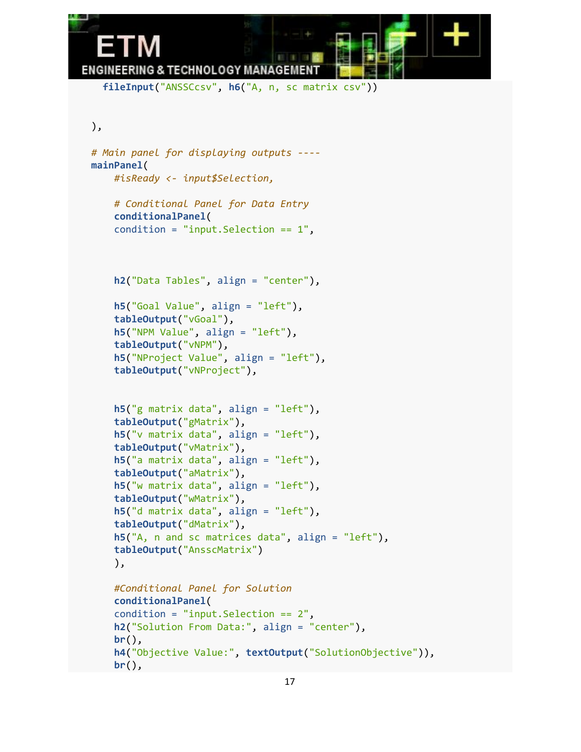```
      fileInput("ANSSCcsv", h6("A, n, sc matrix csv"))


    ),

    # Main panel for displaying outputs ----
    mainPanel(
        #isReady <- input$Selection,

        # Conditional Panel for Data Entry
        conditionalPanel(
        condition = "input.Selection == 1",



        h2("Data Tables", align = "center"),

        h5("Goal Value", align = "left"),
        tableOutput("vGoal"),
        h5("NPM Value", align = "left"),
        tableOutput("vNPM"),
        h5("NProject Value", align = "left"),
        tableOutput("vNProject"),


        h5("g matrix data", align = "left"),
        tableOutput("gMatrix"),
        h5("v matrix data", align = "left"),
        tableOutput("vMatrix"),
        h5("a matrix data", align = "left"),
        tableOutput("aMatrix"),
        h5("w matrix data", align = "left"),
        tableOutput("wMatrix"),
        h5("d matrix data", align = "left"),
        tableOutput("dMatrix"),
        h5("A, n and sc matrices data", align = "left"),
        tableOutput("AnsscMatrix")
        ),

        #Conditional Panel for Solution
        conditionalPanel(
        condition = "input.Selection == 2",
        h2("Solution From Data:", align = "center"),
        br(),
        h4("Objective Value:", textOutput("SolutionObjective")),
        br(),
```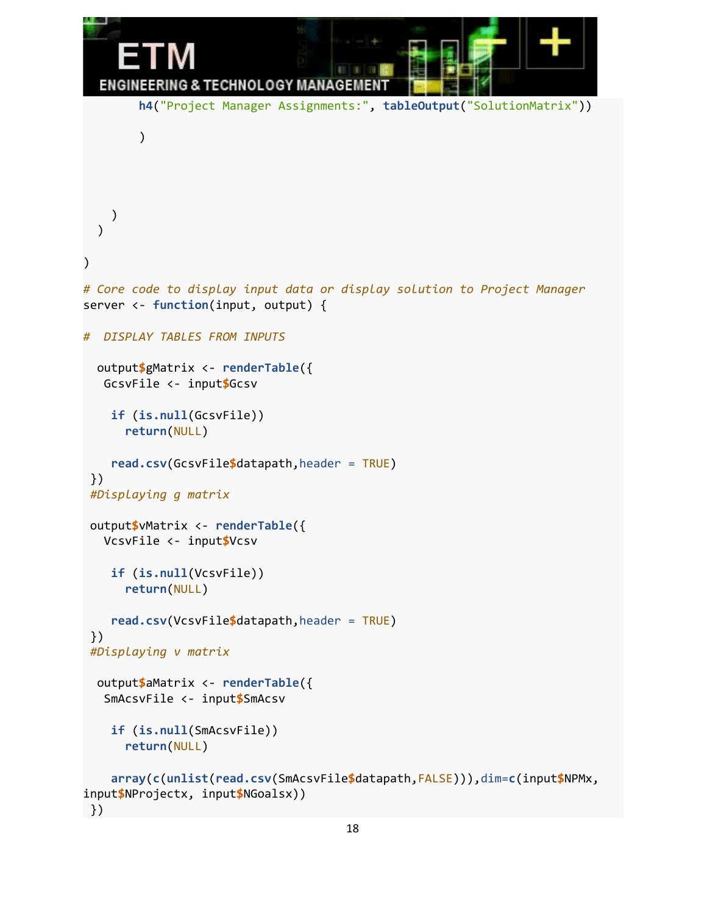```r
        h4("Project Manager Assignments:", tableOutput("SolutionMatrix"))

        )




    )
  )

)

# Core code to display input data or display solution to Project Manager
server <- function(input, output) {

#  DISPLAY TABLES FROM INPUTS

  output$gMatrix <- renderTable({
   GcsvFile <- input$Gcsv

    if (is.null(GcsvFile))
      return(NULL)

    read.csv(GcsvFile$datapath,header = TRUE)
 })
 #Displaying g matrix

 output$vMatrix <- renderTable({
   VcsvFile <- input$Vcsv

    if (is.null(VcsvFile))
      return(NULL)

    read.csv(VcsvFile$datapath,header = TRUE)
 })
 #Displaying v matrix

  output$aMatrix <- renderTable({
   SmAcsvFile <- input$SmAcsv

    if (is.null(SmAcsvFile))
      return(NULL)

    array(c(unlist(read.csv(SmAcsvFile$datapath,FALSE))),dim=c(input$NPMx,
input$NProjectx, input$NGoalsx))
  })
```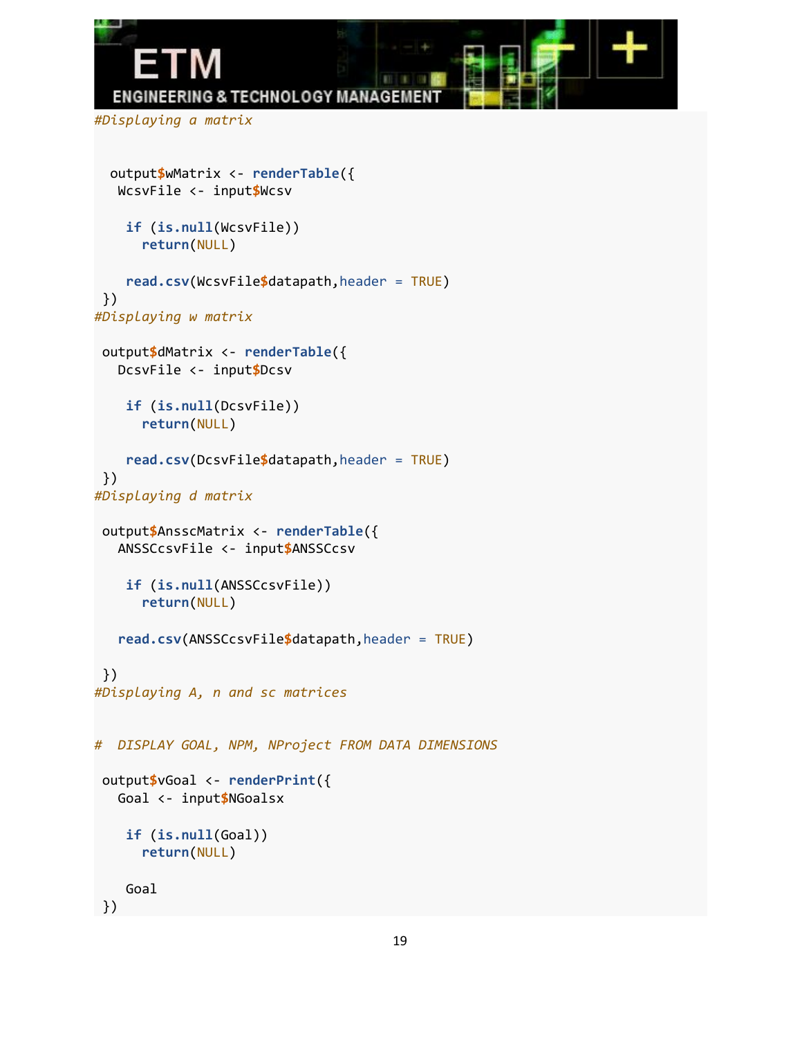```
#Displaying a matrix


  output$wMatrix <- renderTable({
   WcsvFile <- input$Wcsv

    if (is.null(WcsvFile))
      return(NULL)

    read.csv(WcsvFile$datapath,header = TRUE)
 })
#Displaying w matrix

 output$dMatrix <- renderTable({
   DcsvFile <- input$Dcsv

    if (is.null(DcsvFile))
      return(NULL)

    read.csv(DcsvFile$datapath,header = TRUE)
 })
#Displaying d matrix

 output$AnsscMatrix <- renderTable({
   ANSSCcsvFile <- input$ANSSCcsv

    if (is.null(ANSSCcsvFile))
      return(NULL)

   read.csv(ANSSCcsvFile$datapath,header = TRUE)

 })
#Displaying A, n and sc matrices


#  DISPLAY GOAL, NPM, NProject FROM DATA DIMENSIONS

 output$vGoal <- renderPrint({
   Goal <- input$NGoalsx

    if (is.null(Goal))
      return(NULL)

    Goal
 })
```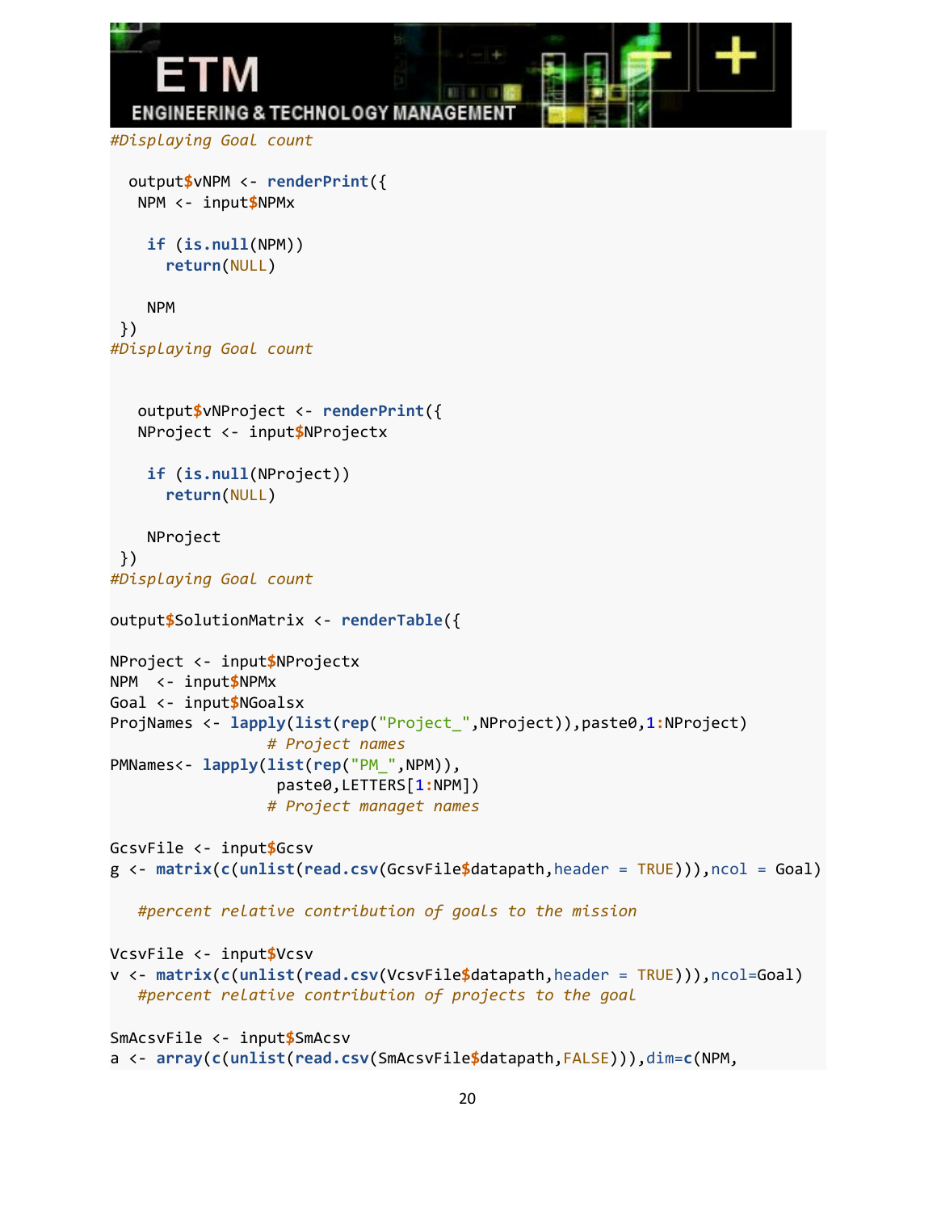```r
#Displaying Goal count

  output$vNPM <- renderPrint({
   NPM <- input$NPMx

    if (is.null(NPM))
      return(NULL)

    NPM
 })
#Displaying Goal count


   output$vNProject <- renderPrint({
   NProject <- input$NProjectx

    if (is.null(NProject))
      return(NULL)

    NProject
 })
#Displaying Goal count

output$SolutionMatrix <- renderTable({

NProject <- input$NProjectx
NPM  <- input$NPMx
Goal <- input$NGoalsx
ProjNames <- lapply(list(rep("Project_",NProject)),paste0,1:NProject)
                 # Project names
PMNames<- lapply(list(rep("PM_",NPM)),
                  paste0,LETTERS[1:NPM])
                 # Project managet names

GcsvFile <- input$Gcsv
g <- matrix(c(unlist(read.csv(GcsvFile$datapath,header = TRUE))),ncol = Goal)

   #percent relative contribution of goals to the mission

VcsvFile <- input$Vcsv
v <- matrix(c(unlist(read.csv(VcsvFile$datapath,header = TRUE))),ncol=Goal)
   #percent relative contribution of projects to the goal

SmAcsvFile <- input$SmAcsv
a <- array(c(unlist(read.csv(SmAcsvFile$datapath,FALSE))),dim=c(NPM,
```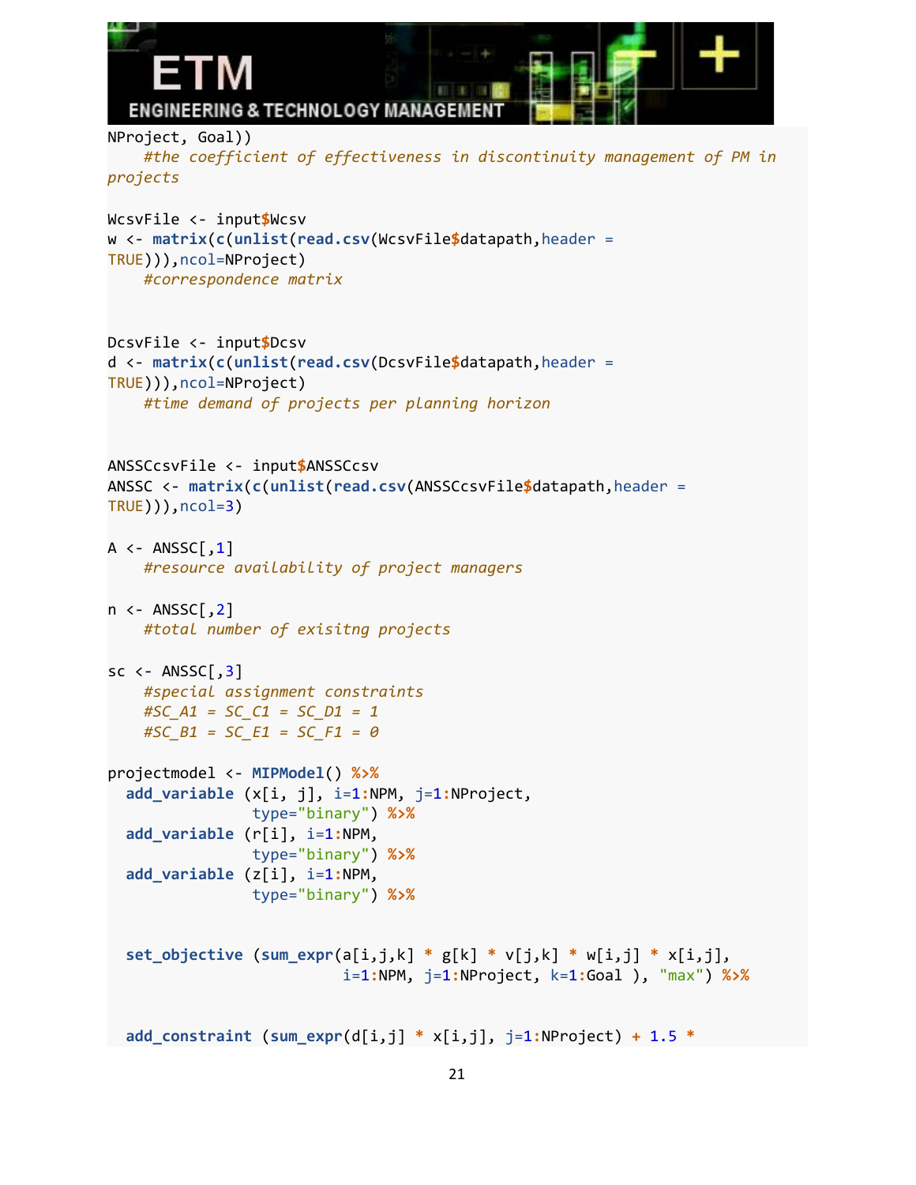```
NProject, Goal))
    #the coefficient of effectiveness in discontinuity management of PM in projects

WcsvFile <- input$Wcsv
w <- matrix(c(unlist(read.csv(WcsvFile$datapath,header =
TRUE))),ncol=NProject)
    #correspondence matrix


DcsvFile <- input$Dcsv
d <- matrix(c(unlist(read.csv(DcsvFile$datapath,header =
TRUE))),ncol=NProject)
    #time demand of projects per planning horizon


ANSSCcsvFile <- input$ANSSCcsv
ANSSC <- matrix(c(unlist(read.csv(ANSSCcsvFile$datapath,header =
TRUE))),ncol=3)

A <- ANSSC[,1]
    #resource availability of project managers

n <- ANSSC[,2]
    #total number of exisitng projects

sc <- ANSSC[,3]
    #special assignment constraints
    #SC_A1 = SC_C1 = SC_D1 = 1
    #SC_B1 = SC_E1 = SC_F1 = 0

projectmodel <- MIPModel() %>%
  add_variable (x[i, j], i=1:NPM, j=1:NProject,
                type="binary") %>%
  add_variable (r[i], i=1:NPM,
                type="binary") %>%
  add_variable (z[i], i=1:NPM,
                type="binary") %>%


  set_objective (sum_expr(a[i,j,k] * g[k] * v[j,k] * w[i,j] * x[i,j],
                          i=1:NPM, j=1:NProject, k=1:Goal ), "max") %>%


  add_constraint (sum_expr(d[i,j] * x[i,j], j=1:NProject) + 1.5 *
```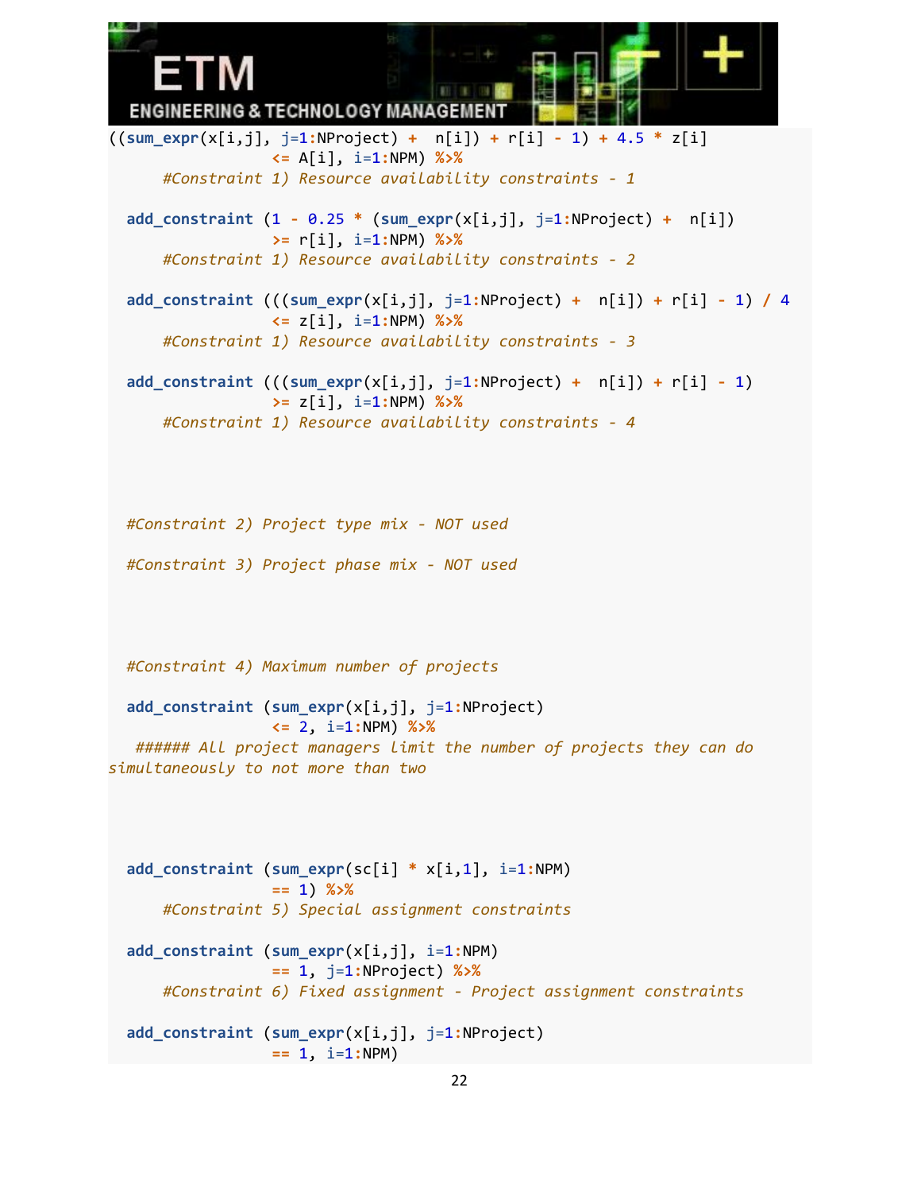```
((sum_expr(x[i,j], j=1:NProject) +  n[i]) + r[i] - 1) + 4.5 * z[i]
                <= A[i], i=1:NPM) %>%
      #Constraint 1) Resource availability constraints - 1

  add_constraint (1 - 0.25 * (sum_expr(x[i,j], j=1:NProject) +  n[i])
                >= r[i], i=1:NPM) %>%
      #Constraint 1) Resource availability constraints - 2

  add_constraint (((sum_expr(x[i,j], j=1:NProject) +  n[i]) + r[i] - 1) / 4
                <= z[i], i=1:NPM) %>%
      #Constraint 1) Resource availability constraints - 3

  add_constraint (((sum_expr(x[i,j], j=1:NProject) +  n[i]) + r[i] - 1)
                >= z[i], i=1:NPM) %>%
      #Constraint 1) Resource availability constraints - 4




  #Constraint 2) Project type mix - NOT used

  #Constraint 3) Project phase mix - NOT used




  #Constraint 4) Maximum number of projects

  add_constraint (sum_expr(x[i,j], j=1:NProject)
                <= 2, i=1:NPM) %>%
   ###### All project managers limit the number of projects they can do
simultaneously to not more than two




  add_constraint (sum_expr(sc[i] * x[i,1], i=1:NPM)
                == 1) %>%
      #Constraint 5) Special assignment constraints

  add_constraint (sum_expr(x[i,j], i=1:NPM)
                == 1, j=1:NProject) %>%
      #Constraint 6) Fixed assignment - Project assignment constraints

  add_constraint (sum_expr(x[i,j], j=1:NProject)
                == 1, i=1:NPM)
```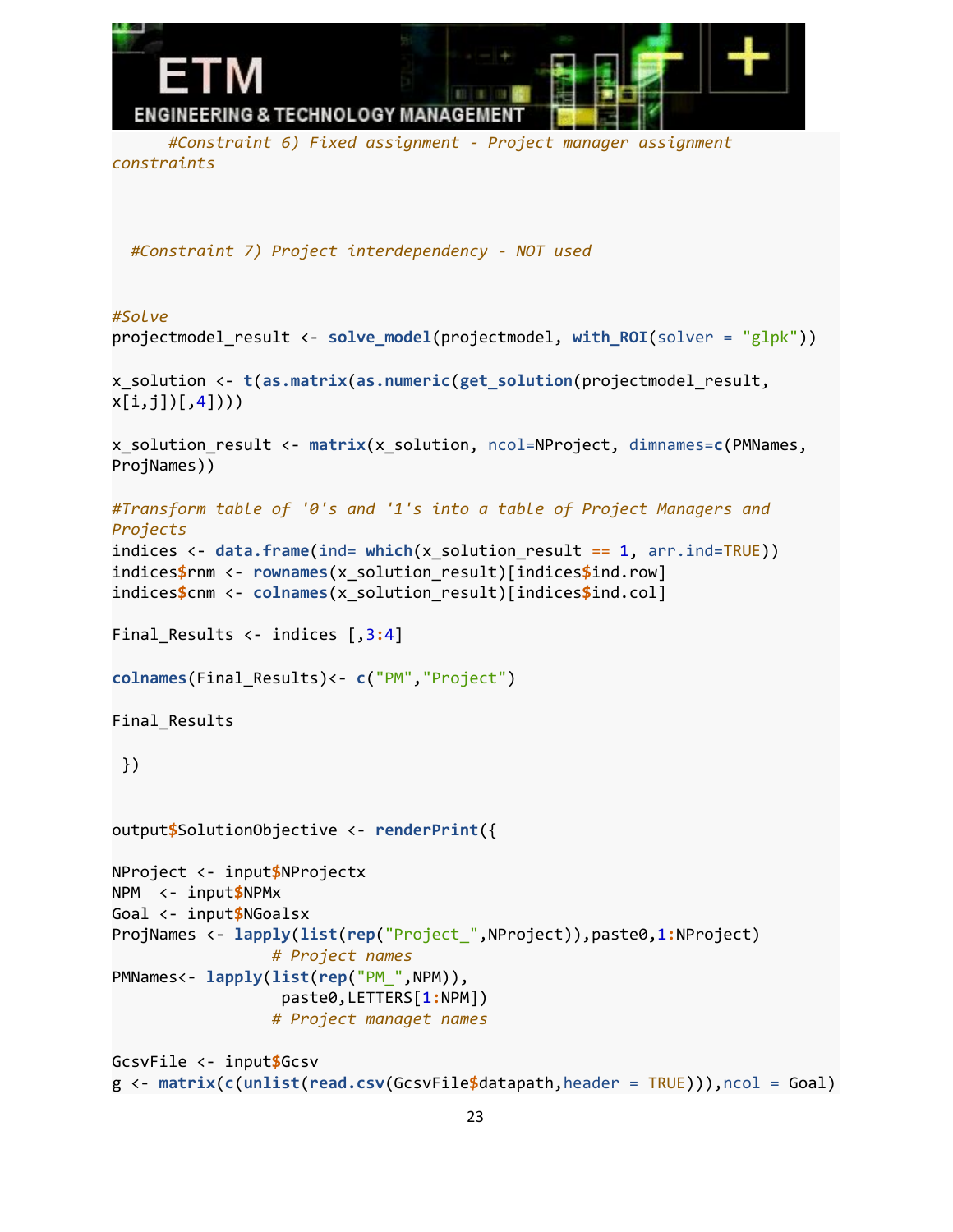```
      #Constraint 6) Fixed assignment - Project manager assignment
constraints



  #Constraint 7) Project interdependency - NOT used


#Solve
projectmodel_result <- solve_model(projectmodel, with_ROI(solver = "glpk"))

x_solution <- t(as.matrix(as.numeric(get_solution(projectmodel_result,
x[i,j])[,4])))

x_solution_result <- matrix(x_solution, ncol=NProject, dimnames=c(PMNames,
ProjNames))

#Transform table of '0's and '1's into a table of Project Managers and
Projects
indices <- data.frame(ind= which(x_solution_result == 1, arr.ind=TRUE))
indices$rnm <- rownames(x_solution_result)[indices$ind.row]
indices$cnm <- colnames(x_solution_result)[indices$ind.col]

Final_Results <- indices [,3:4]

colnames(Final_Results)<- c("PM","Project")

Final_Results

 })


output$SolutionObjective <- renderPrint({

NProject <- input$NProjectx
NPM  <- input$NPMx
Goal <- input$NGoalsx
ProjNames <- lapply(list(rep("Project_",NProject)),paste0,1:NProject)
                 # Project names
PMNames<- lapply(list(rep("PM_",NPM)),
                  paste0,LETTERS[1:NPM])
                 # Project managet names

GcsvFile <- input$Gcsv
g <- matrix(c(unlist(read.csv(GcsvFile$datapath,header = TRUE))),ncol = Goal)
```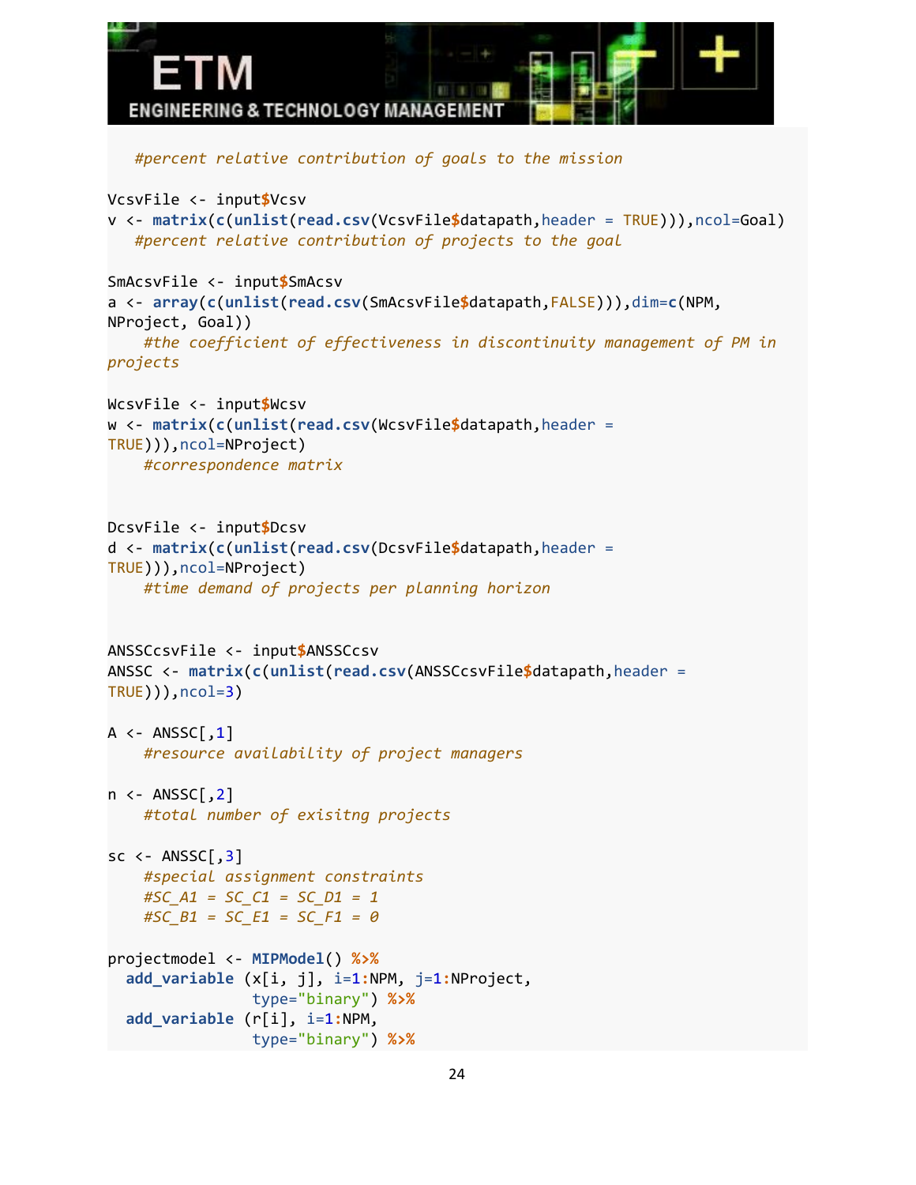```
   #percent relative contribution of goals to the mission

VcsvFile <- input$Vcsv
v <- matrix(c(unlist(read.csv(VcsvFile$datapath,header = TRUE))),ncol=Goal)
   #percent relative contribution of projects to the goal

SmAcsvFile <- input$SmAcsv
a <- array(c(unlist(read.csv(SmAcsvFile$datapath,FALSE))),dim=c(NPM,
NProject, Goal))
    #the coefficient of effectiveness in discontinuity management of PM in
projects

WcsvFile <- input$Wcsv
w <- matrix(c(unlist(read.csv(WcsvFile$datapath,header =
TRUE))),ncol=NProject)
    #correspondence matrix


DcsvFile <- input$Dcsv
d <- matrix(c(unlist(read.csv(DcsvFile$datapath,header =
TRUE))),ncol=NProject)
    #time demand of projects per planning horizon


ANSSCcsvFile <- input$ANSSCcsv
ANSSC <- matrix(c(unlist(read.csv(ANSSCcsvFile$datapath,header =
TRUE))),ncol=3)

A <- ANSSC[,1]
    #resource availability of project managers

n <- ANSSC[,2]
    #total number of exisitng projects

sc <- ANSSC[,3]
    #special assignment constraints
    #SC_A1 = SC_C1 = SC_D1 = 1
    #SC_B1 = SC_E1 = SC_F1 = 0

projectmodel <- MIPModel() %>%
  add_variable (x[i, j], i=1:NPM, j=1:NProject,
                type="binary") %>%
  add_variable (r[i], i=1:NPM,
                type="binary") %>%
```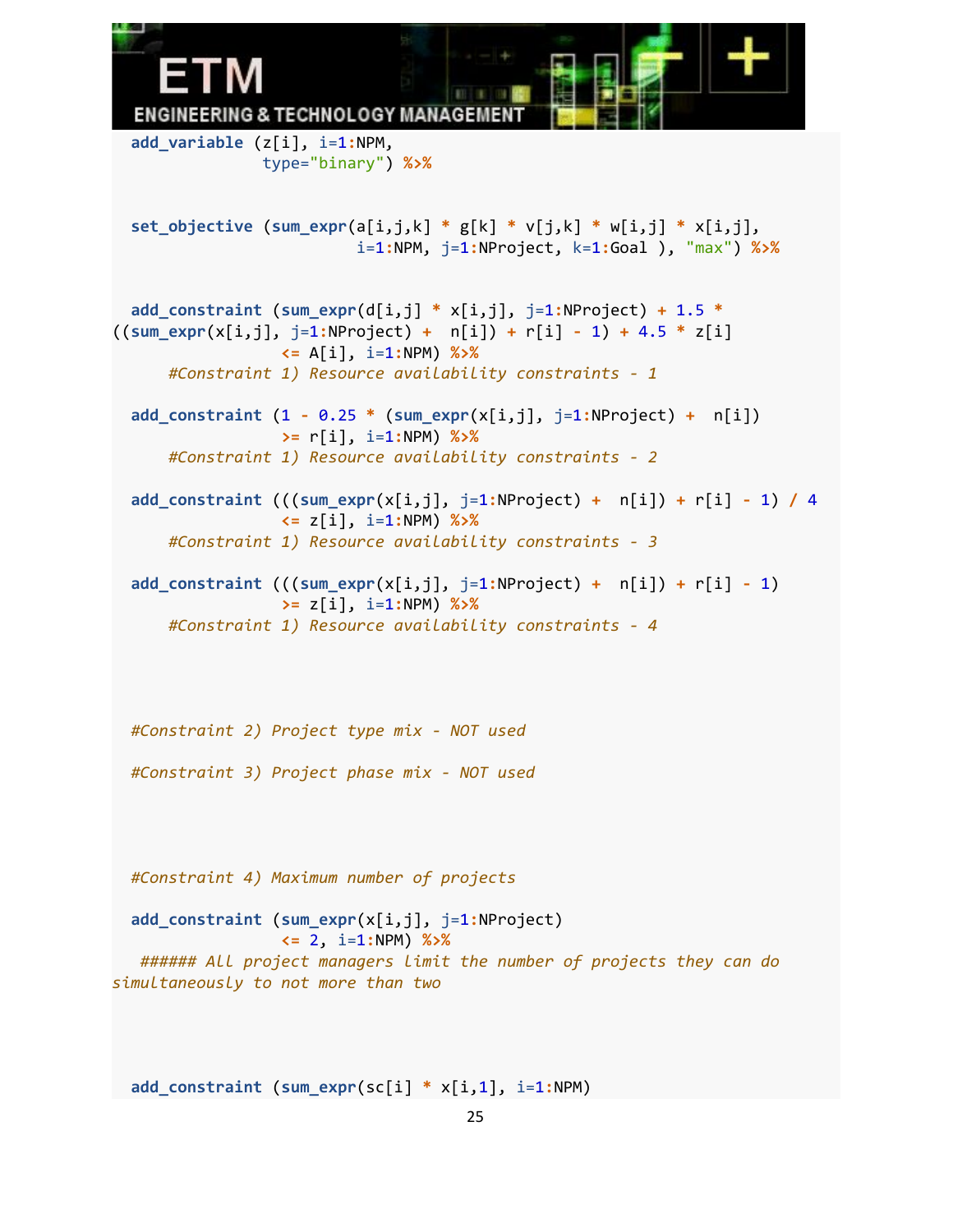```
  add_variable (z[i], i=1:NPM,
                type="binary") %>%


  set_objective (sum_expr(a[i,j,k] * g[k] * v[j,k] * w[i,j] * x[i,j],
                          i=1:NPM, j=1:NProject, k=1:Goal ), "max") %>%


  add_constraint (sum_expr(d[i,j] * x[i,j], j=1:NProject) + 1.5 *
((sum_expr(x[i,j], j=1:NProject) +  n[i]) + r[i] - 1) + 4.5 * z[i]
                  <= A[i], i=1:NPM) %>%
      #Constraint 1) Resource availability constraints - 1

  add_constraint (1 - 0.25 * (sum_expr(x[i,j], j=1:NProject) +  n[i])
                  >= r[i], i=1:NPM) %>%
      #Constraint 1) Resource availability constraints - 2

  add_constraint (((sum_expr(x[i,j], j=1:NProject) +  n[i]) + r[i] - 1) / 4
                  <= z[i], i=1:NPM) %>%
      #Constraint 1) Resource availability constraints - 3

  add_constraint (((sum_expr(x[i,j], j=1:NProject) +  n[i]) + r[i] - 1)
                  >= z[i], i=1:NPM) %>%
      #Constraint 1) Resource availability constraints - 4




  #Constraint 2) Project type mix - NOT used

  #Constraint 3) Project phase mix - NOT used




  #Constraint 4) Maximum number of projects

  add_constraint (sum_expr(x[i,j], j=1:NProject)
                  <= 2, i=1:NPM) %>%
   ###### All project managers limit the number of projects they can do
simultaneously to not more than two



  add_constraint (sum_expr(sc[i] * x[i,1], i=1:NPM)
```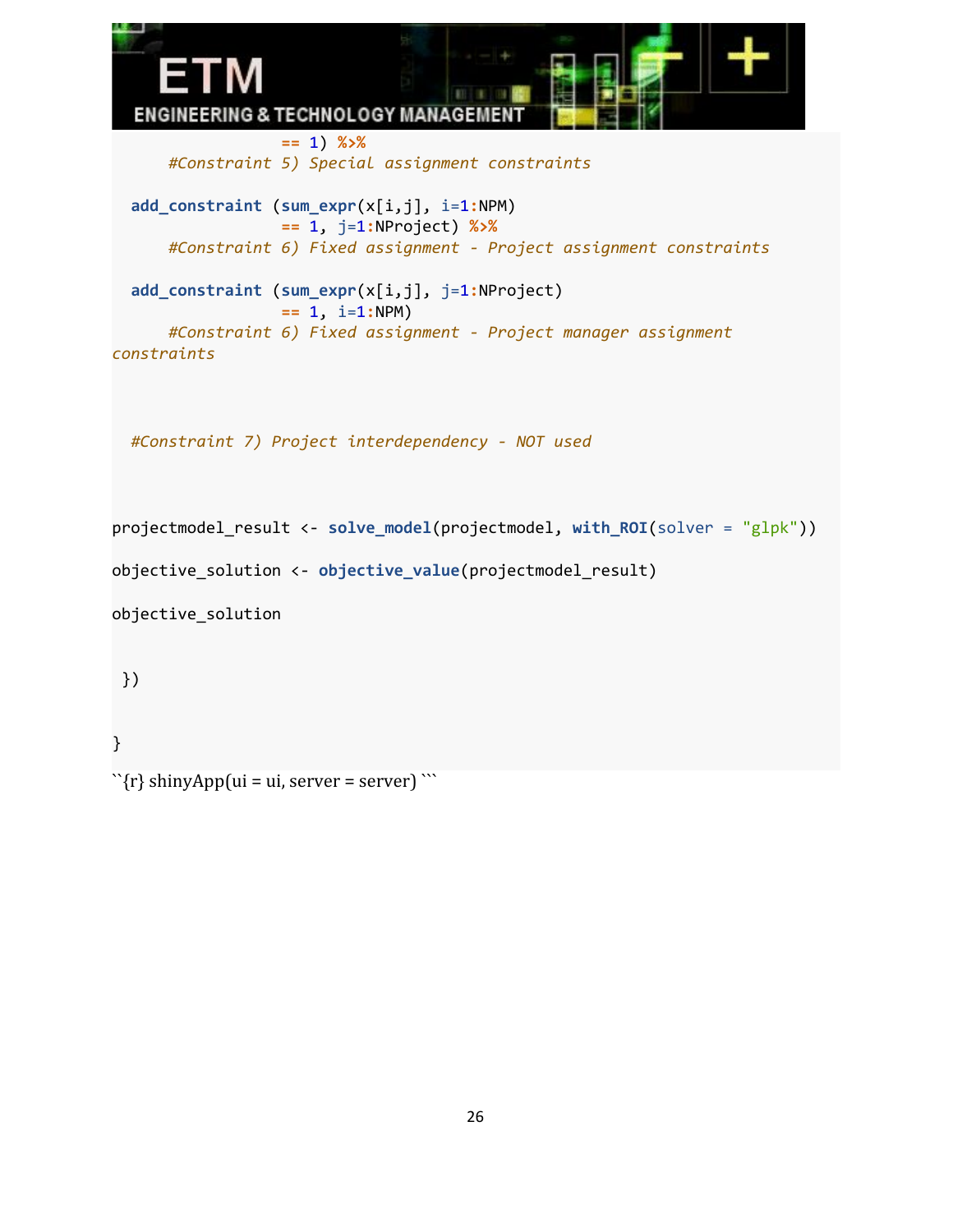```
                  == 1) %>%
      #Constraint 5) Special assignment constraints

  add_constraint (sum_expr(x[i,j], i=1:NPM)
                  == 1, j=1:NProject) %>%
      #Constraint 6) Fixed assignment - Project assignment constraints

  add_constraint (sum_expr(x[i,j], j=1:NProject)
                  == 1, i=1:NPM)
      #Constraint 6) Fixed assignment - Project manager assignment
constraints



  #Constraint 7) Project interdependency - NOT used



projectmodel_result <- solve_model(projectmodel, with_ROI(solver = "glpk"))

objective_solution <- objective_value(projectmodel_result)

objective_solution


 })


}
```

``{r} shinyApp(ui = ui, server = server) ```